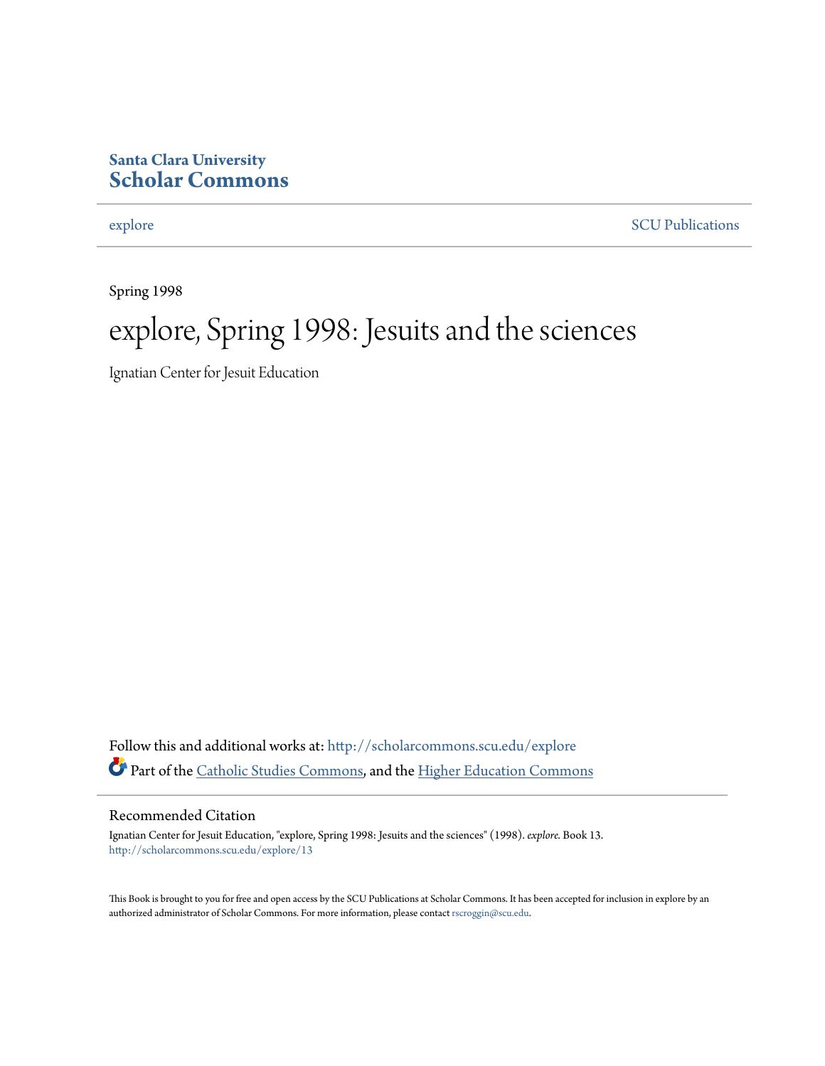**Santa Clara University**
**Scholar Commons**

explore | SCU Publications

Spring 1998

# explore, Spring 1998: Jesuits and the sciences

Ignatian Center for Jesuit Education

Follow this and additional works at: http://scholarcommons.scu.edu/explore

Part of the Catholic Studies Commons, and the Higher Education Commons

## Recommended Citation

Ignatian Center for Jesuit Education, "explore, Spring 1998: Jesuits and the sciences" (1998). *explore.* Book 13.
http://scholarcommons.scu.edu/explore/13

This Book is brought to you for free and open access by the SCU Publications at Scholar Commons. It has been accepted for inclusion in explore by an authorized administrator of Scholar Commons. For more information, please contact rscroggin@scu.edu.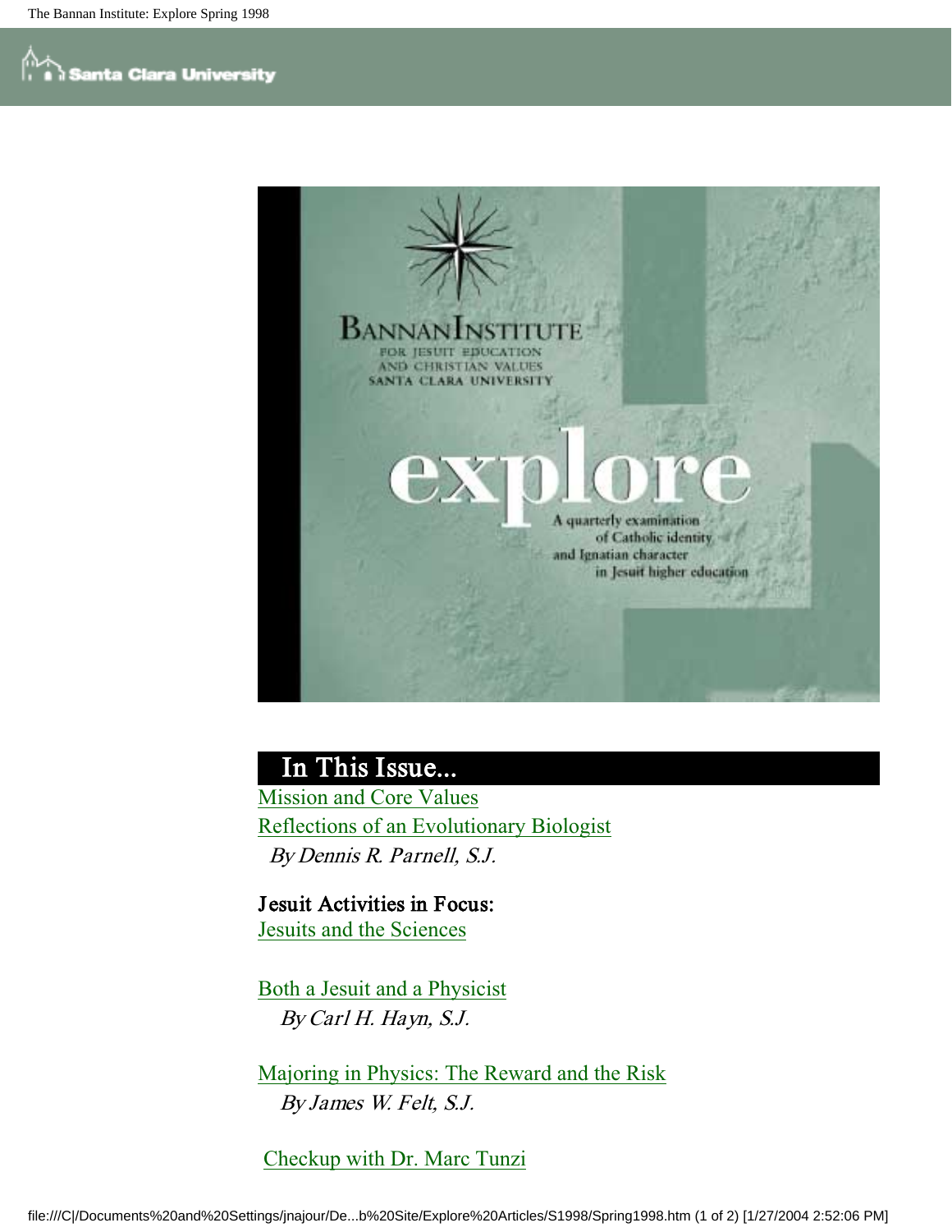## In This Issue...

Mission and Core Values

Reflections of an Evolutionary Biologist

*By Dennis R. Parnell, S.J.*

**Jesuit Activities in Focus:**

Jesuits and the Sciences

Both a Jesuit and a Physicist

*By Carl H. Hayn, S.J.*

Majoring in Physics: The Reward and the Risk

*By James W. Felt, S.J.*

Checkup with Dr. Marc Tunzi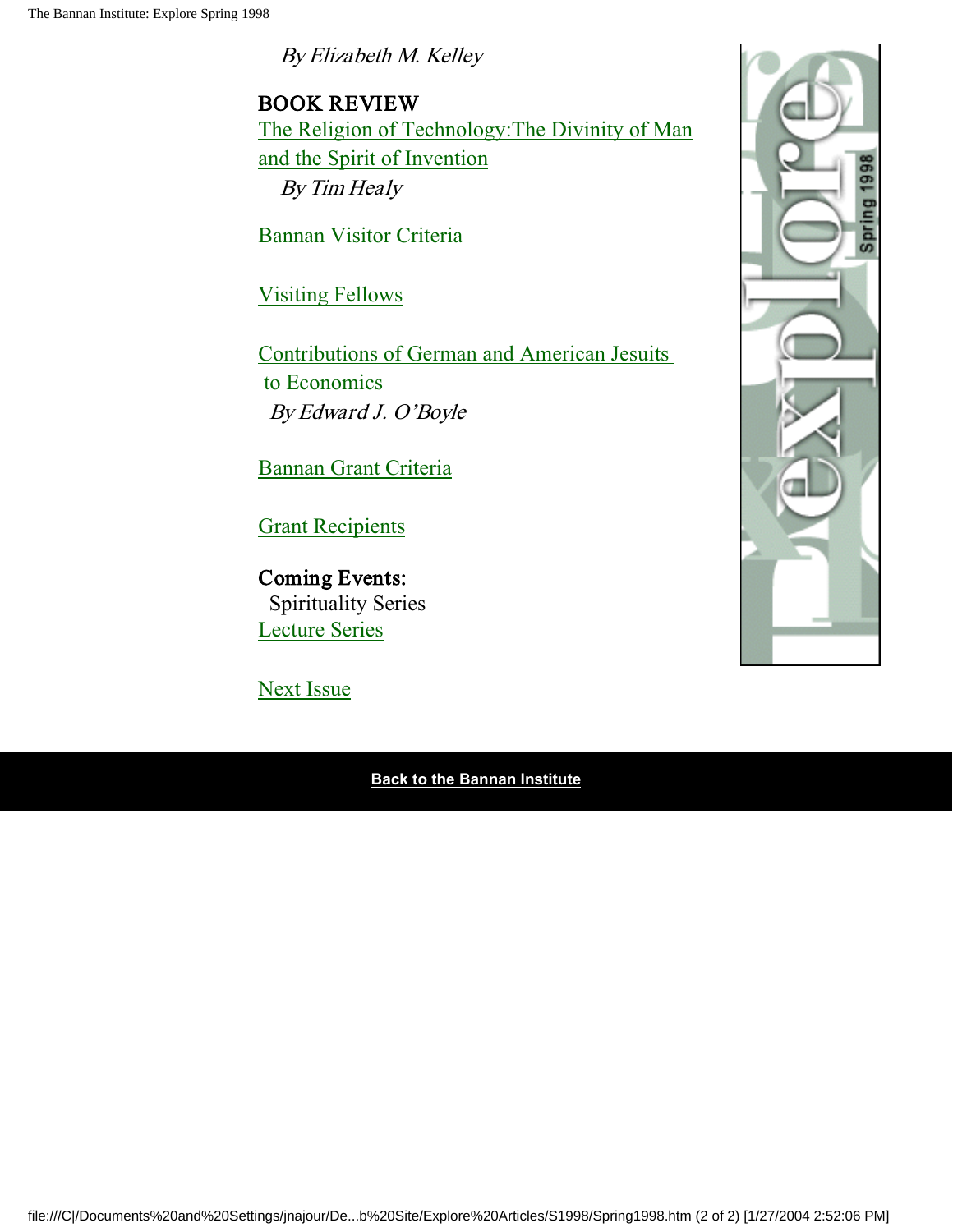*By Elizabeth M. Kelley*

BOOK REVIEW

The Religion of Technology:The Divinity of Man and the Spirit of Invention

*By Tim Healy*

Bannan Visitor Criteria

Visiting Fellows

Contributions of German and American Jesuits to Economics

*By Edward J. O'Boyle*

Bannan Grant Criteria

Grant Recipients

Coming Events:

Spirituality Series

Lecture Series

Next Issue

**Back to the Bannan Institute**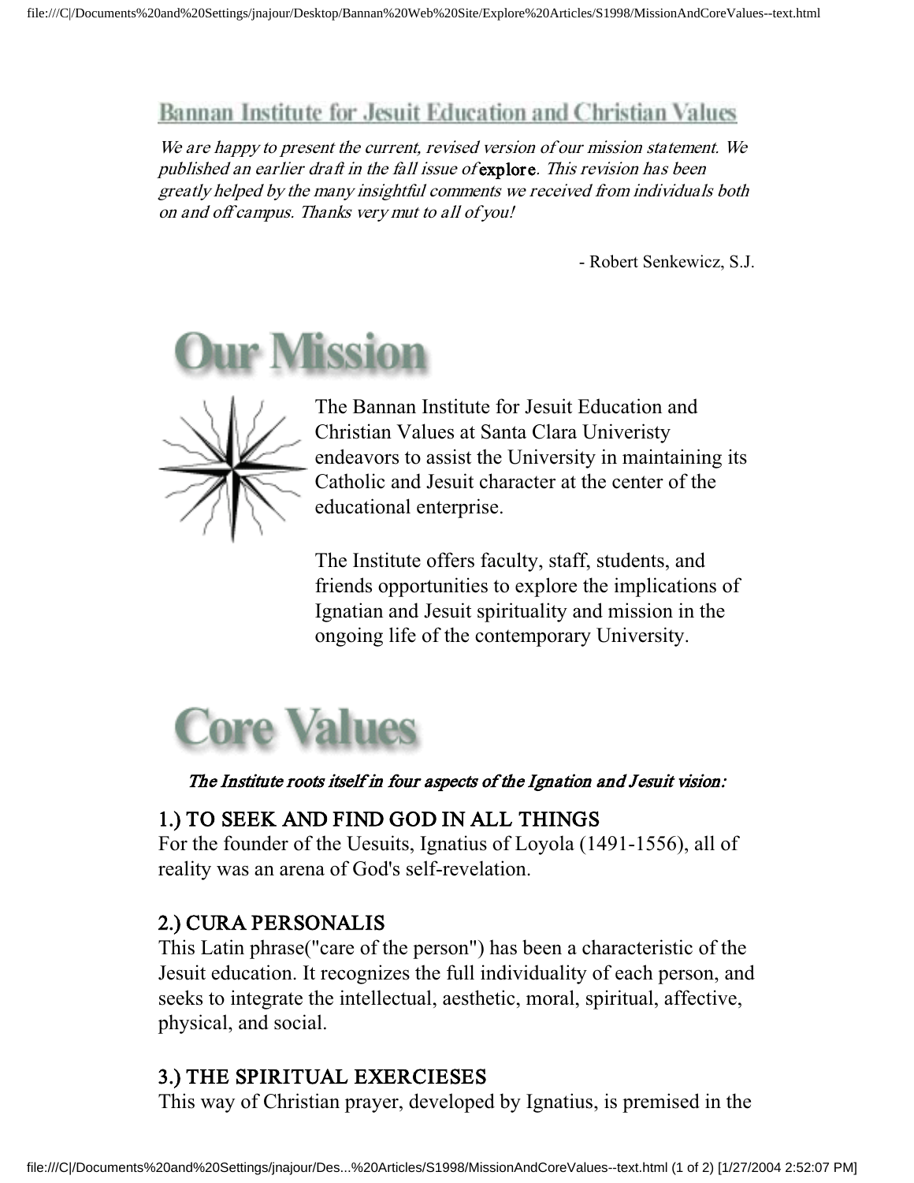## Bannan Institute for Jesuit Education and Christian Values

*We are happy to present the current, revised version of our mission statement. We published an earlier draft in the fall issue of* **explore**. *This revision has been greatly helped by the many insightful comments we received from individuals both on and off campus. Thanks very mut to all of you!*

- Robert Senkewicz, S.J.

# Our Mission

The Bannan Institute for Jesuit Education and Christian Values at Santa Clara Univeristy endeavors to assist the University in maintaining its Catholic and Jesuit character at the center of the educational enterprise.

The Institute offers faculty, staff, students, and friends opportunities to explore the implications of Ignatian and Jesuit spirituality and mission in the ongoing life of the contemporary University.

# Core Values

*The Institute roots itself in four aspects of the Ignation and Jesuit vision:*

### 1.) TO SEEK AND FIND GOD IN ALL THINGS

For the founder of the Uesuits, Ignatius of Loyola (1491-1556), all of reality was an arena of God's self-revelation.

### 2.) CURA PERSONALIS

This Latin phrase("care of the person") has been a characteristic of the Jesuit education. It recognizes the full individuality of each person, and seeks to integrate the intellectual, aesthetic, moral, spiritual, affective, physical, and social.

### 3.) THE SPIRITUAL EXERCIESES

This way of Christian prayer, developed by Ignatius, is premised in the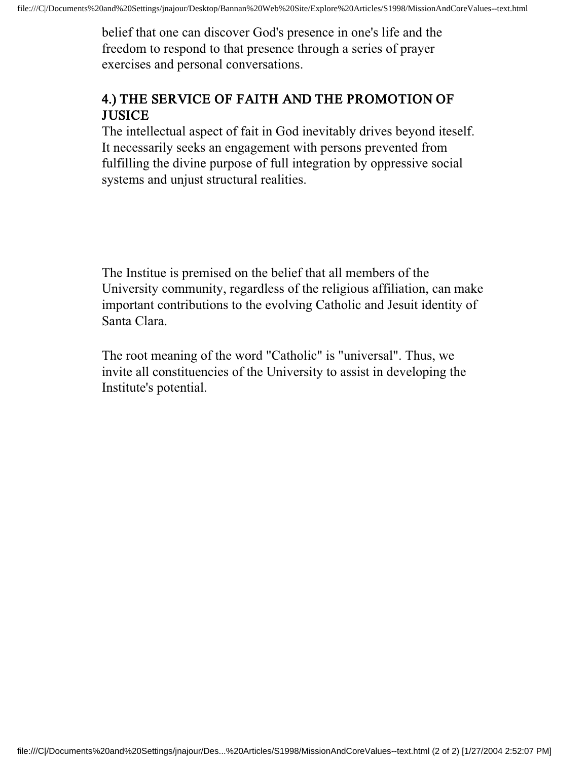belief that one can discover God's presence in one's life and the freedom to respond to that presence through a series of prayer exercises and personal conversations.

### 4.) THE SERVICE OF FAITH AND THE PROMOTION OF JUSICE

The intellectual aspect of fait in God inevitably drives beyond iteself. It necessarily seeks an engagement with persons prevented from fulfilling the divine purpose of full integration by oppressive social systems and unjust structural realities.

The Institue is premised on the belief that all members of the University community, regardless of the religious affiliation, can make important contributions to the evolving Catholic and Jesuit identity of Santa Clara.

The root meaning of the word "Catholic" is "universal". Thus, we invite all constituencies of the University to assist in developing the Institute's potential.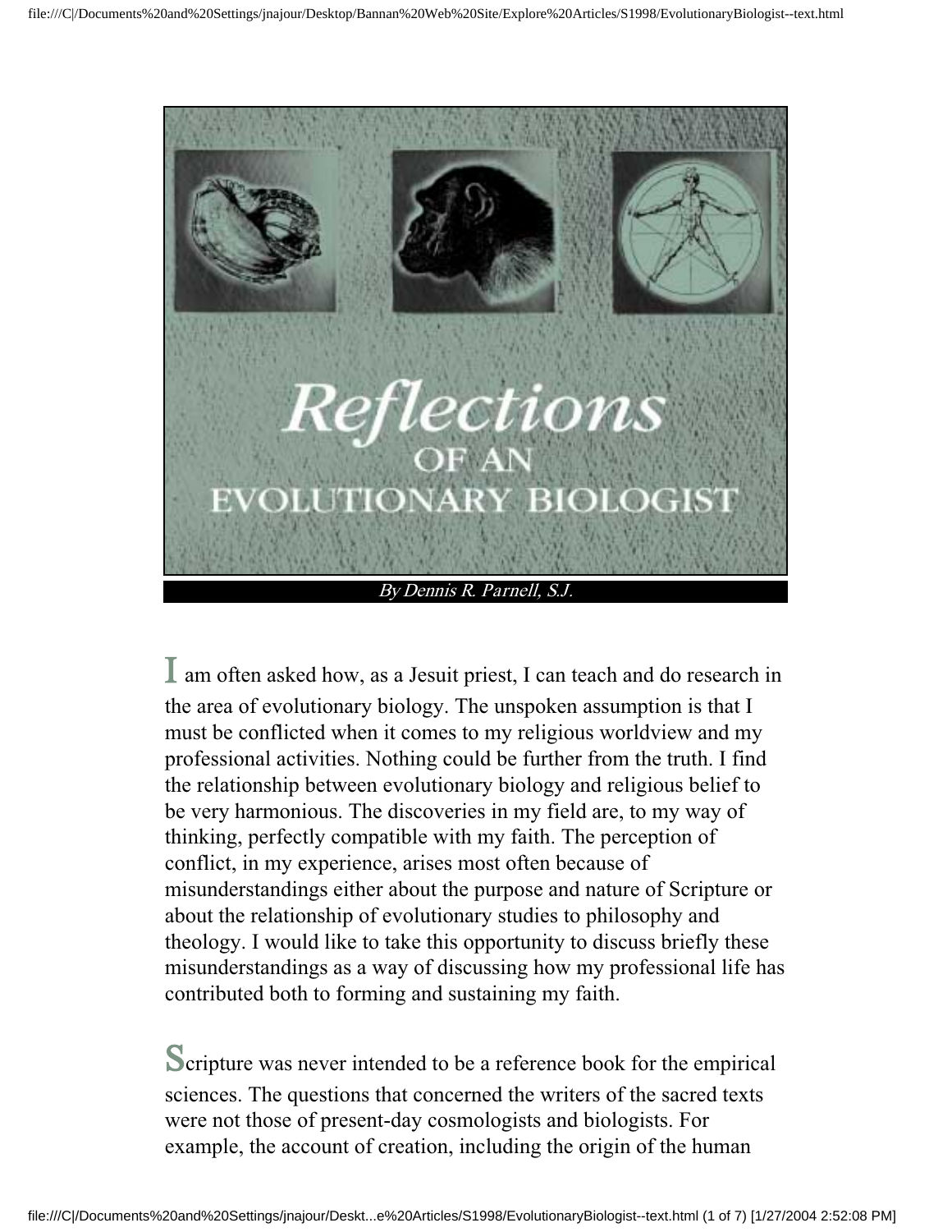# Reflections OF AN EVOLUTIONARY BIOLOGIST

*By Dennis R. Parnell, S.J.*

I am often asked how, as a Jesuit priest, I can teach and do research in the area of evolutionary biology. The unspoken assumption is that I must be conflicted when it comes to my religious worldview and my professional activities. Nothing could be further from the truth. I find the relationship between evolutionary biology and religious belief to be very harmonious. The discoveries in my field are, to my way of thinking, perfectly compatible with my faith. The perception of conflict, in my experience, arises most often because of misunderstandings either about the purpose and nature of Scripture or about the relationship of evolutionary studies to philosophy and theology. I would like to take this opportunity to discuss briefly these misunderstandings as a way of discussing how my professional life has contributed both to forming and sustaining my faith.

Scripture was never intended to be a reference book for the empirical sciences. The questions that concerned the writers of the sacred texts were not those of present-day cosmologists and biologists. For example, the account of creation, including the origin of the human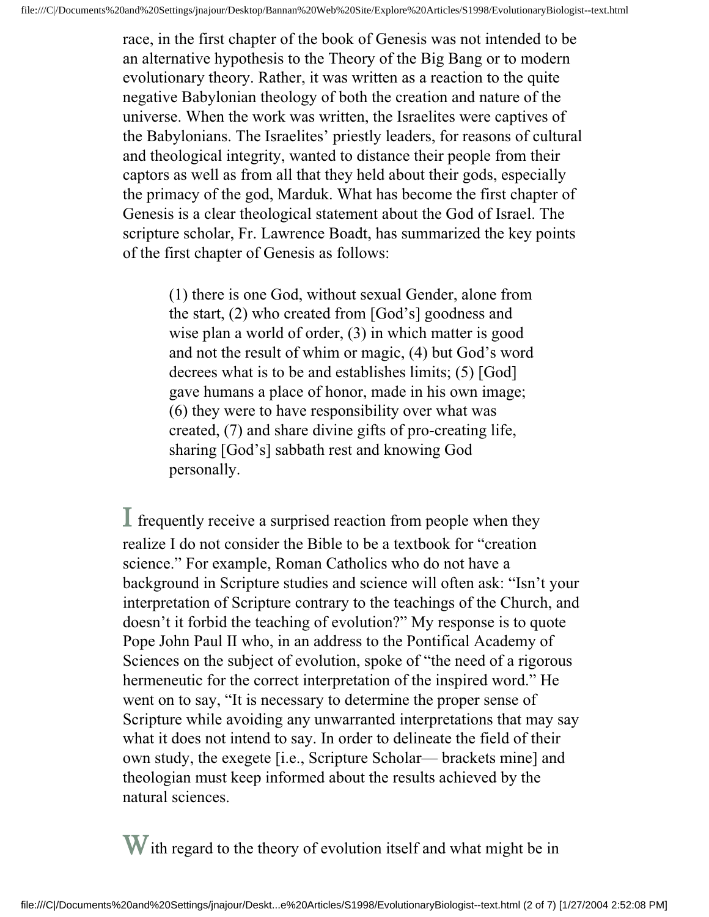race, in the first chapter of the book of Genesis was not intended to be an alternative hypothesis to the Theory of the Big Bang or to modern evolutionary theory. Rather, it was written as a reaction to the quite negative Babylonian theology of both the creation and nature of the universe. When the work was written, the Israelites were captives of the Babylonians. The Israelites' priestly leaders, for reasons of cultural and theological integrity, wanted to distance their people from their captors as well as from all that they held about their gods, especially the primacy of the god, Marduk. What has become the first chapter of Genesis is a clear theological statement about the God of Israel. The scripture scholar, Fr. Lawrence Boadt, has summarized the key points of the first chapter of Genesis as follows:

> (1) there is one God, without sexual Gender, alone from the start, (2) who created from [God's] goodness and wise plan a world of order, (3) in which matter is good and not the result of whim or magic, (4) but God's word decrees what is to be and establishes limits; (5) [God] gave humans a place of honor, made in his own image; (6) they were to have responsibility over what was created, (7) and share divine gifts of pro-creating life, sharing [God's] sabbath rest and knowing God personally.

I frequently receive a surprised reaction from people when they realize I do not consider the Bible to be a textbook for "creation science." For example, Roman Catholics who do not have a background in Scripture studies and science will often ask: "Isn't your interpretation of Scripture contrary to the teachings of the Church, and doesn't it forbid the teaching of evolution?" My response is to quote Pope John Paul II who, in an address to the Pontifical Academy of Sciences on the subject of evolution, spoke of "the need of a rigorous hermeneutic for the correct interpretation of the inspired word." He went on to say, "It is necessary to determine the proper sense of Scripture while avoiding any unwarranted interpretations that may say what it does not intend to say. In order to delineate the field of their own study, the exegete [i.e., Scripture Scholar— brackets mine] and theologian must keep informed about the results achieved by the natural sciences.

With regard to the theory of evolution itself and what might be in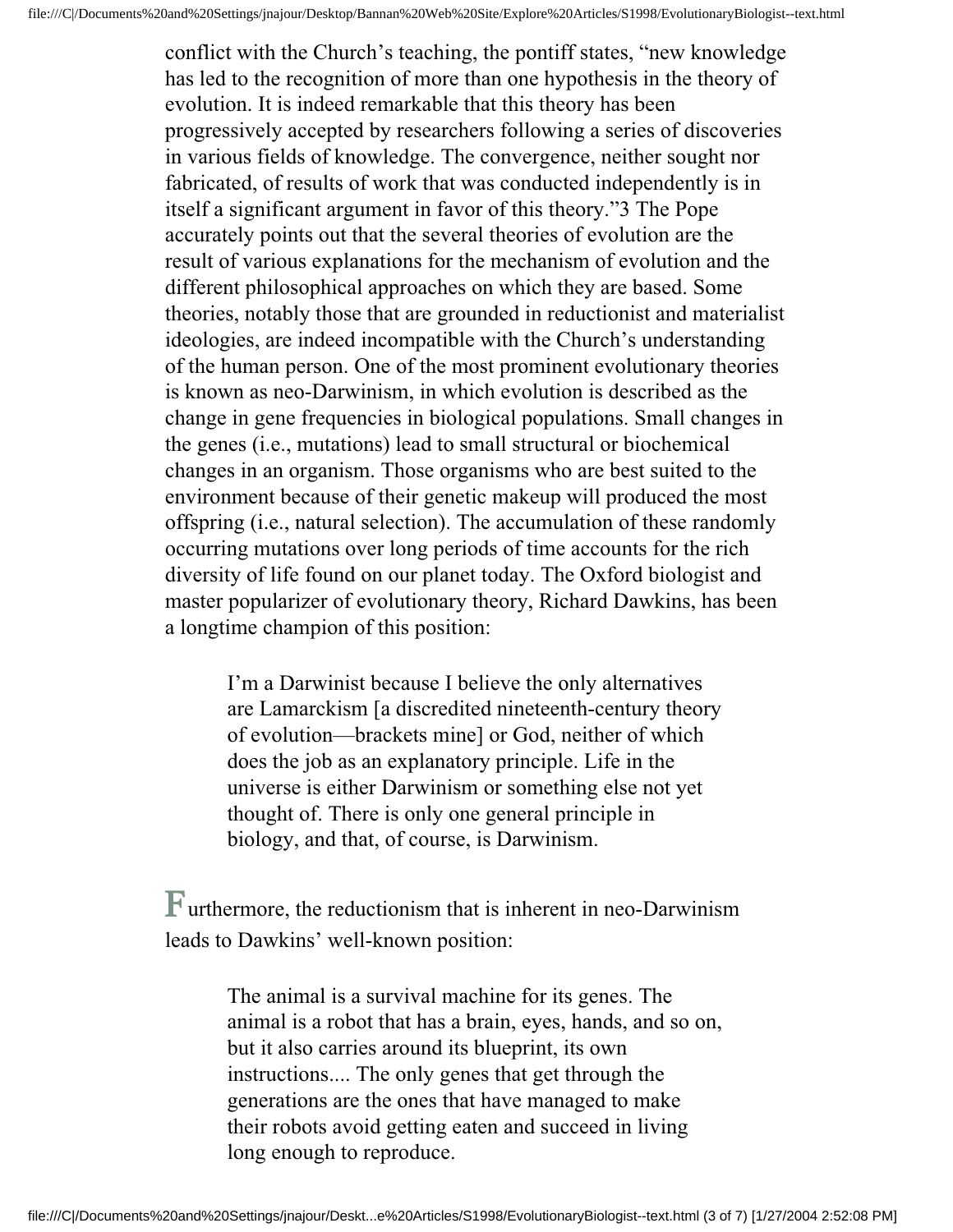conflict with the Church's teaching, the pontiff states, "new knowledge has led to the recognition of more than one hypothesis in the theory of evolution. It is indeed remarkable that this theory has been progressively accepted by researchers following a series of discoveries in various fields of knowledge. The convergence, neither sought nor fabricated, of results of work that was conducted independently is in itself a significant argument in favor of this theory."3 The Pope accurately points out that the several theories of evolution are the result of various explanations for the mechanism of evolution and the different philosophical approaches on which they are based. Some theories, notably those that are grounded in reductionist and materialist ideologies, are indeed incompatible with the Church's understanding of the human person. One of the most prominent evolutionary theories is known as neo-Darwinism, in which evolution is described as the change in gene frequencies in biological populations. Small changes in the genes (i.e., mutations) lead to small structural or biochemical changes in an organism. Those organisms who are best suited to the environment because of their genetic makeup will produced the most offspring (i.e., natural selection). The accumulation of these randomly occurring mutations over long periods of time accounts for the rich diversity of life found on our planet today. The Oxford biologist and master popularizer of evolutionary theory, Richard Dawkins, has been a longtime champion of this position:

> I'm a Darwinist because I believe the only alternatives are Lamarckism [a discredited nineteenth-century theory of evolution—brackets mine] or God, neither of which does the job as an explanatory principle. Life in the universe is either Darwinism or something else not yet thought of. There is only one general principle in biology, and that, of course, is Darwinism.

Furthermore, the reductionism that is inherent in neo-Darwinism leads to Dawkins' well-known position:

> The animal is a survival machine for its genes. The animal is a robot that has a brain, eyes, hands, and so on, but it also carries around its blueprint, its own instructions.... The only genes that get through the generations are the ones that have managed to make their robots avoid getting eaten and succeed in living long enough to reproduce.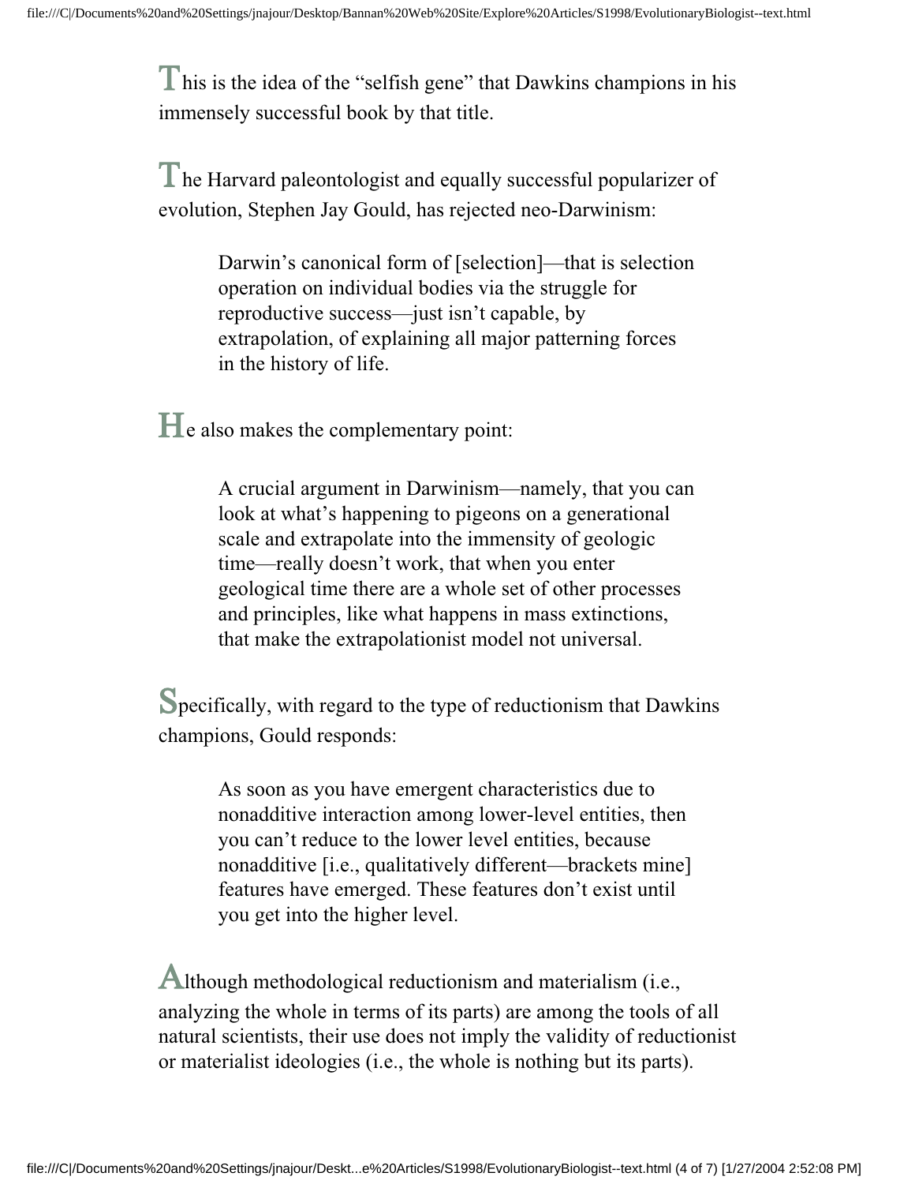This is the idea of the “selfish gene” that Dawkins champions in his immensely successful book by that title.

The Harvard paleontologist and equally successful popularizer of evolution, Stephen Jay Gould, has rejected neo-Darwinism:

> Darwin’s canonical form of [selection]—that is selection operation on individual bodies via the struggle for reproductive success—just isn’t capable, by extrapolation, of explaining all major patterning forces in the history of life.

He also makes the complementary point:

> A crucial argument in Darwinism—namely, that you can look at what’s happening to pigeons on a generational scale and extrapolate into the immensity of geologic time—really doesn’t work, that when you enter geological time there are a whole set of other processes and principles, like what happens in mass extinctions, that make the extrapolationist model not universal.

Specifically, with regard to the type of reductionism that Dawkins champions, Gould responds:

> As soon as you have emergent characteristics due to nonadditive interaction among lower-level entities, then you can’t reduce to the lower level entities, because nonadditive [i.e., qualitatively different—brackets mine] features have emerged. These features don’t exist until you get into the higher level.

Although methodological reductionism and materialism (i.e., analyzing the whole in terms of its parts) are among the tools of all natural scientists, their use does not imply the validity of reductionist or materialist ideologies (i.e., the whole is nothing but its parts).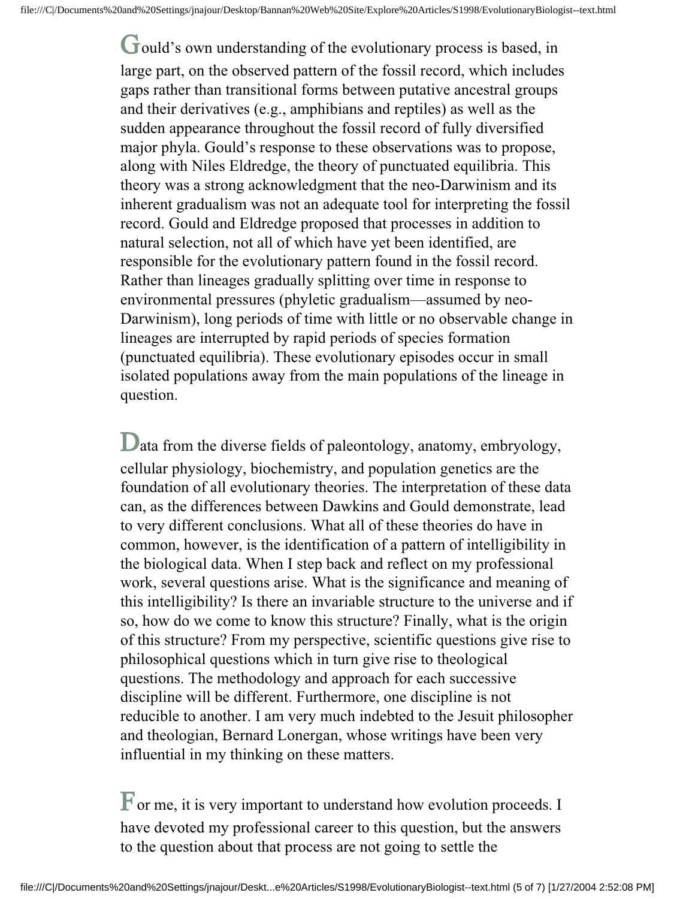Gould's own understanding of the evolutionary process is based, in large part, on the observed pattern of the fossil record, which includes gaps rather than transitional forms between putative ancestral groups and their derivatives (e.g., amphibians and reptiles) as well as the sudden appearance throughout the fossil record of fully diversified major phyla. Gould's response to these observations was to propose, along with Niles Eldredge, the theory of punctuated equilibria. This theory was a strong acknowledgment that the neo-Darwinism and its inherent gradualism was not an adequate tool for interpreting the fossil record. Gould and Eldredge proposed that processes in addition to natural selection, not all of which have yet been identified, are responsible for the evolutionary pattern found in the fossil record. Rather than lineages gradually splitting over time in response to environmental pressures (phyletic gradualism—assumed by neo-Darwinism), long periods of time with little or no observable change in lineages are interrupted by rapid periods of species formation (punctuated equilibria). These evolutionary episodes occur in small isolated populations away from the main populations of the lineage in question.

Data from the diverse fields of paleontology, anatomy, embryology, cellular physiology, biochemistry, and population genetics are the foundation of all evolutionary theories. The interpretation of these data can, as the differences between Dawkins and Gould demonstrate, lead to very different conclusions. What all of these theories do have in common, however, is the identification of a pattern of intelligibility in the biological data. When I step back and reflect on my professional work, several questions arise. What is the significance and meaning of this intelligibility? Is there an invariable structure to the universe and if so, how do we come to know this structure? Finally, what is the origin of this structure? From my perspective, scientific questions give rise to philosophical questions which in turn give rise to theological questions. The methodology and approach for each successive discipline will be different. Furthermore, one discipline is not reducible to another. I am very much indebted to the Jesuit philosopher and theologian, Bernard Lonergan, whose writings have been very influential in my thinking on these matters.

For me, it is very important to understand how evolution proceeds. I have devoted my professional career to this question, but the answers to the question about that process are not going to settle the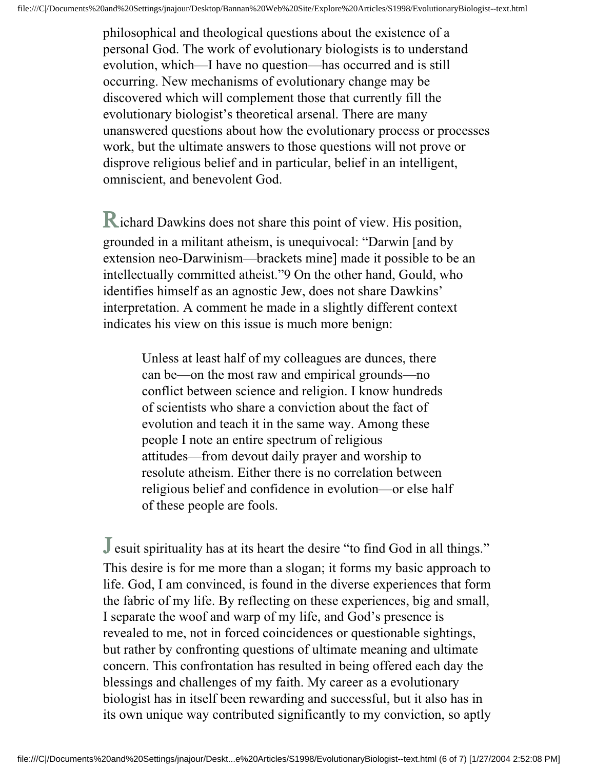philosophical and theological questions about the existence of a personal God. The work of evolutionary biologists is to understand evolution, which—I have no question—has occurred and is still occurring. New mechanisms of evolutionary change may be discovered which will complement those that currently fill the evolutionary biologist's theoretical arsenal. There are many unanswered questions about how the evolutionary process or processes work, but the ultimate answers to those questions will not prove or disprove religious belief and in particular, belief in an intelligent, omniscient, and benevolent God.

Richard Dawkins does not share this point of view. His position, grounded in a militant atheism, is unequivocal: "Darwin [and by extension neo-Darwinism—brackets mine] made it possible to be an intellectually committed atheist."[9] On the other hand, Gould, who identifies himself as an agnostic Jew, does not share Dawkins' interpretation. A comment he made in a slightly different context indicates his view on this issue is much more benign:

> Unless at least half of my colleagues are dunces, there can be—on the most raw and empirical grounds—no conflict between science and religion. I know hundreds of scientists who share a conviction about the fact of evolution and teach it in the same way. Among these people I note an entire spectrum of religious attitudes—from devout daily prayer and worship to resolute atheism. Either there is no correlation between religious belief and confidence in evolution—or else half of these people are fools.

Jesuit spirituality has at its heart the desire "to find God in all things." This desire is for me more than a slogan; it forms my basic approach to life. God, I am convinced, is found in the diverse experiences that form the fabric of my life. By reflecting on these experiences, big and small, I separate the woof and warp of my life, and God's presence is revealed to me, not in forced coincidences or questionable sightings, but rather by confronting questions of ultimate meaning and ultimate concern. This confrontation has resulted in being offered each day the blessings and challenges of my faith. My career as a evolutionary biologist has in itself been rewarding and successful, but it also has in its own unique way contributed significantly to my conviction, so aptly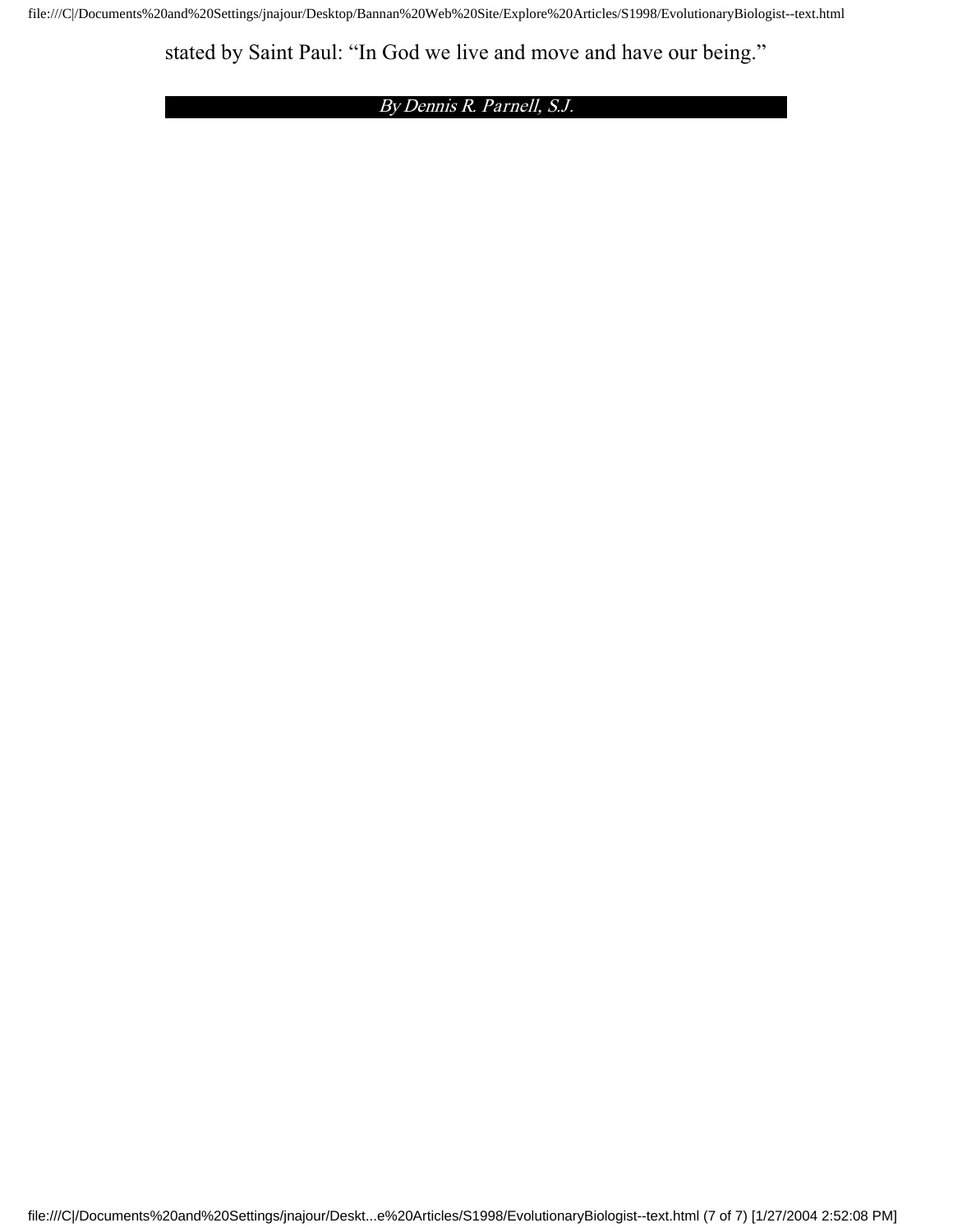stated by Saint Paul: “In God we live and move and have our being.”

*By Dennis R. Parnell, S.J.*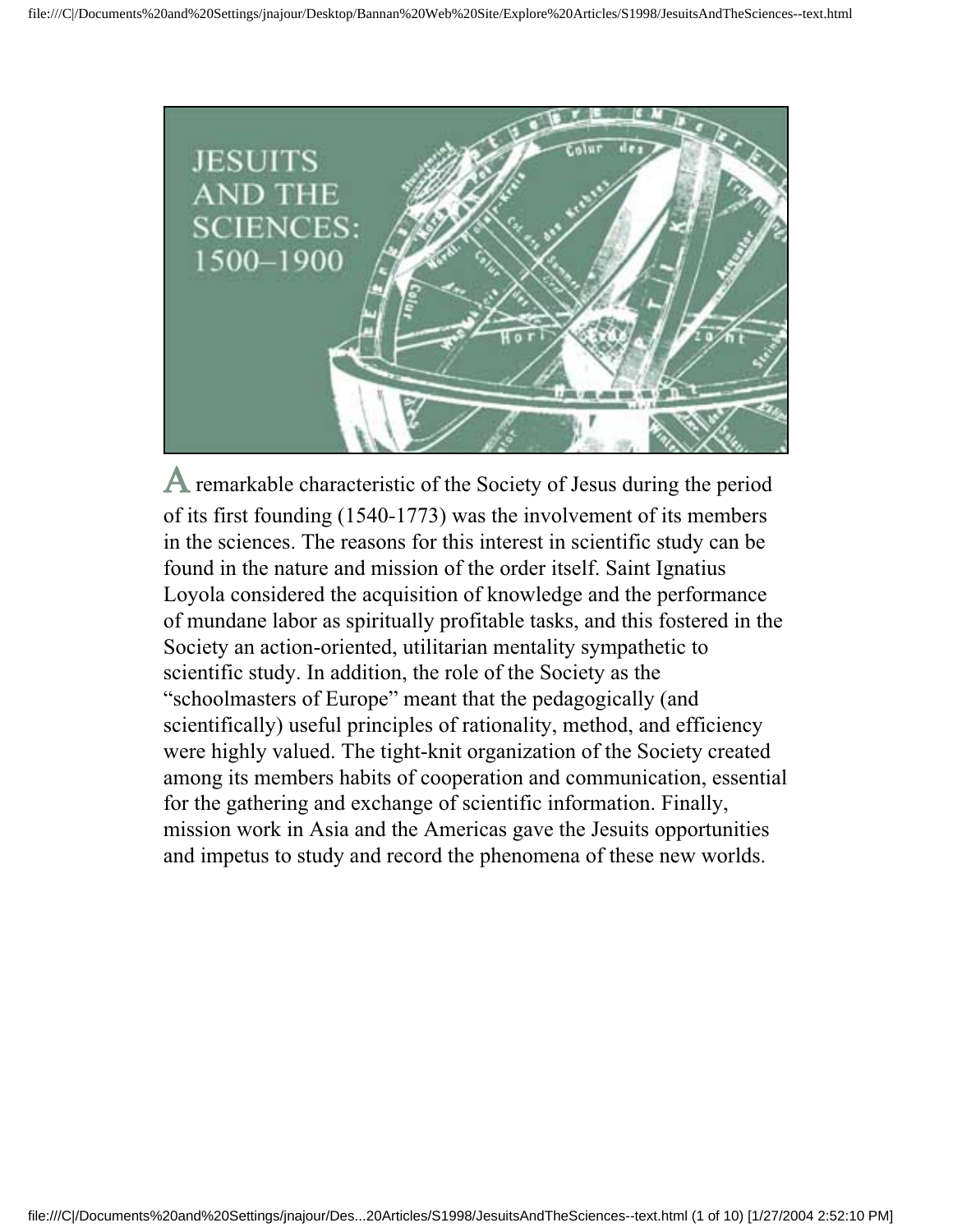# JESUITS AND THE SCIENCES: 1500–1900

A remarkable characteristic of the Society of Jesus during the period of its first founding (1540-1773) was the involvement of its members in the sciences. The reasons for this interest in scientific study can be found in the nature and mission of the order itself. Saint Ignatius Loyola considered the acquisition of knowledge and the performance of mundane labor as spiritually profitable tasks, and this fostered in the Society an action-oriented, utilitarian mentality sympathetic to scientific study. In addition, the role of the Society as the "schoolmasters of Europe" meant that the pedagogically (and scientifically) useful principles of rationality, method, and efficiency were highly valued. The tight-knit organization of the Society created among its members habits of cooperation and communication, essential for the gathering and exchange of scientific information. Finally, mission work in Asia and the Americas gave the Jesuits opportunities and impetus to study and record the phenomena of these new worlds.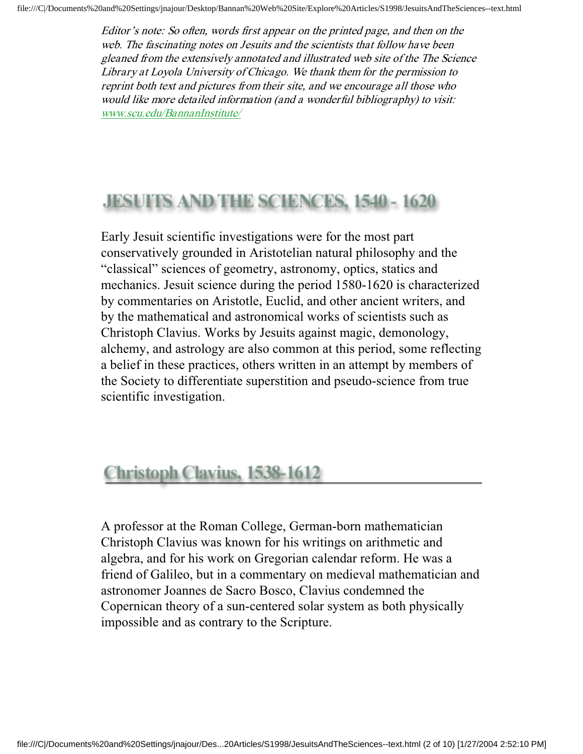*Editor's note: So often, words first appear on the printed page, and then on the web. The fascinating notes on Jesuits and the scientists that follow have been gleaned from the extensively annotated and illustrated web site of the The Science Library at Loyola University of Chicago. We thank them for the permission to reprint both text and pictures from their site, and we encourage all those who would like more detailed information (and a wonderful bibliography) to visit: [www.scu.edu/BannanInstitute/](www.scu.edu/BannanInstitute/)*

## JESUITS AND THE SCIENCES, 1540 - 1620

Early Jesuit scientific investigations were for the most part conservatively grounded in Aristotelian natural philosophy and the "classical" sciences of geometry, astronomy, optics, statics and mechanics. Jesuit science during the period 1580-1620 is characterized by commentaries on Aristotle, Euclid, and other ancient writers, and by the mathematical and astronomical works of scientists such as Christoph Clavius. Works by Jesuits against magic, demonology, alchemy, and astrology are also common at this period, some reflecting a belief in these practices, others written in an attempt by members of the Society to differentiate superstition and pseudo-science from true scientific investigation.

## Christoph Clavius, 1538-1612

A professor at the Roman College, German-born mathematician Christoph Clavius was known for his writings on arithmetic and algebra, and for his work on Gregorian calendar reform. He was a friend of Galileo, but in a commentary on medieval mathematician and astronomer Joannes de Sacro Bosco, Clavius condemned the Copernican theory of a sun-centered solar system as both physically impossible and as contrary to the Scripture.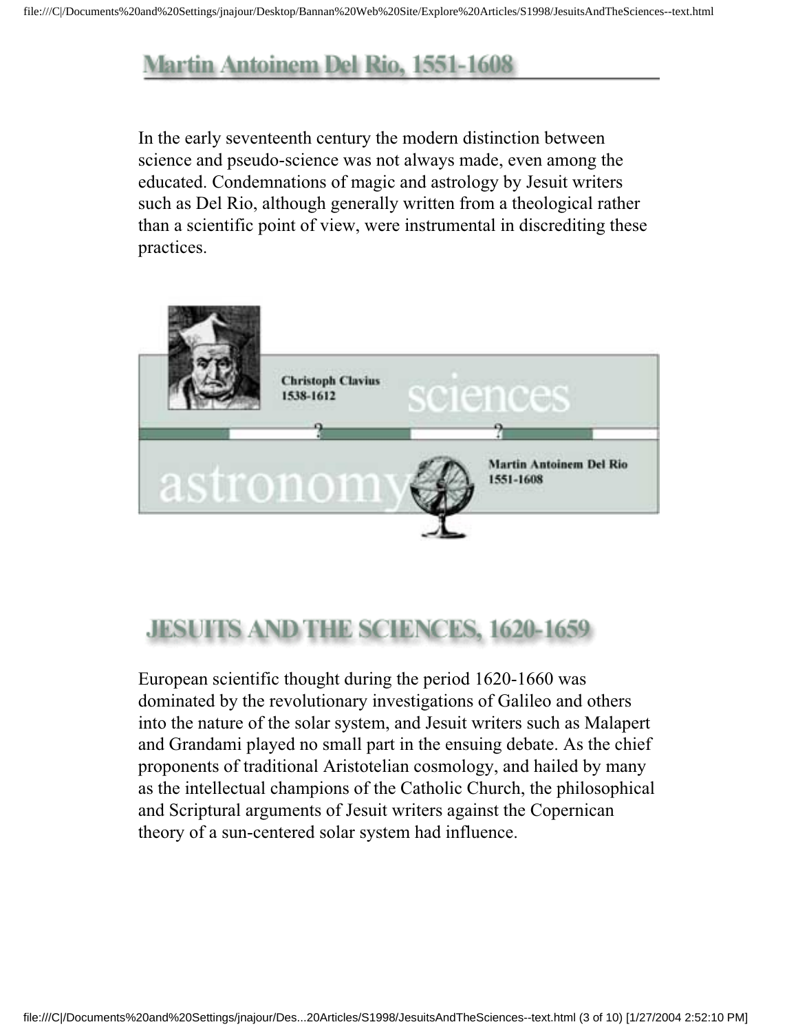## Martin Antoinem Del Rio, 1551-1608

In the early seventeenth century the modern distinction between science and pseudo-science was not always made, even among the educated. Condemnations of magic and astrology by Jesuit writers such as Del Rio, although generally written from a theological rather than a scientific point of view, were instrumental in discrediting these practices.

## JESUITS AND THE SCIENCES, 1620-1659

European scientific thought during the period 1620-1660 was dominated by the revolutionary investigations of Galileo and others into the nature of the solar system, and Jesuit writers such as Malapert and Grandami played no small part in the ensuing debate. As the chief proponents of traditional Aristotelian cosmology, and hailed by many as the intellectual champions of the Catholic Church, the philosophical and Scriptural arguments of Jesuit writers against the Copernican theory of a sun-centered solar system had influence.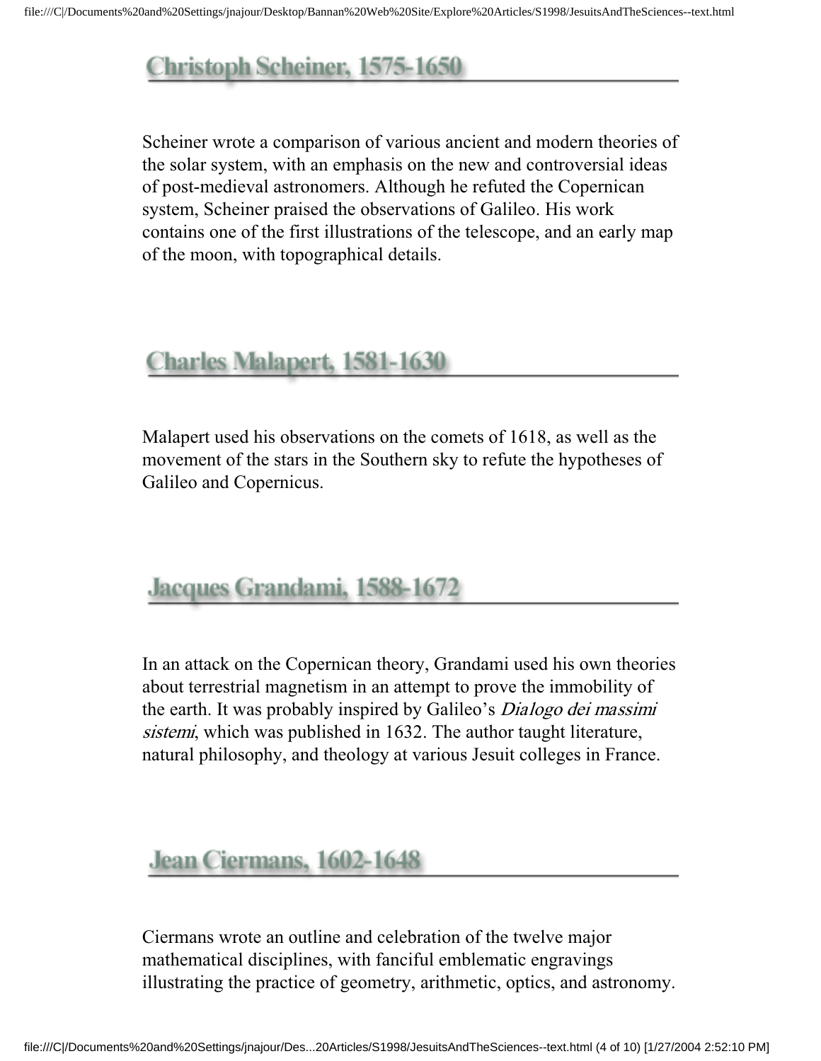## Christoph Scheiner, 1575-1650

Scheiner wrote a comparison of various ancient and modern theories of the solar system, with an emphasis on the new and controversial ideas of post-medieval astronomers. Although he refuted the Copernican system, Scheiner praised the observations of Galileo. His work contains one of the first illustrations of the telescope, and an early map of the moon, with topographical details.

## Charles Malapert, 1581-1630

Malapert used his observations on the comets of 1618, as well as the movement of the stars in the Southern sky to refute the hypotheses of Galileo and Copernicus.

## Jacques Grandami, 1588-1672

In an attack on the Copernican theory, Grandami used his own theories about terrestrial magnetism in an attempt to prove the immobility of the earth. It was probably inspired by Galileo's *Dialogo dei massimi sistemi*, which was published in 1632. The author taught literature, natural philosophy, and theology at various Jesuit colleges in France.

## Jean Ciermans, 1602-1648

Ciermans wrote an outline and celebration of the twelve major mathematical disciplines, with fanciful emblematic engravings illustrating the practice of geometry, arithmetic, optics, and astronomy.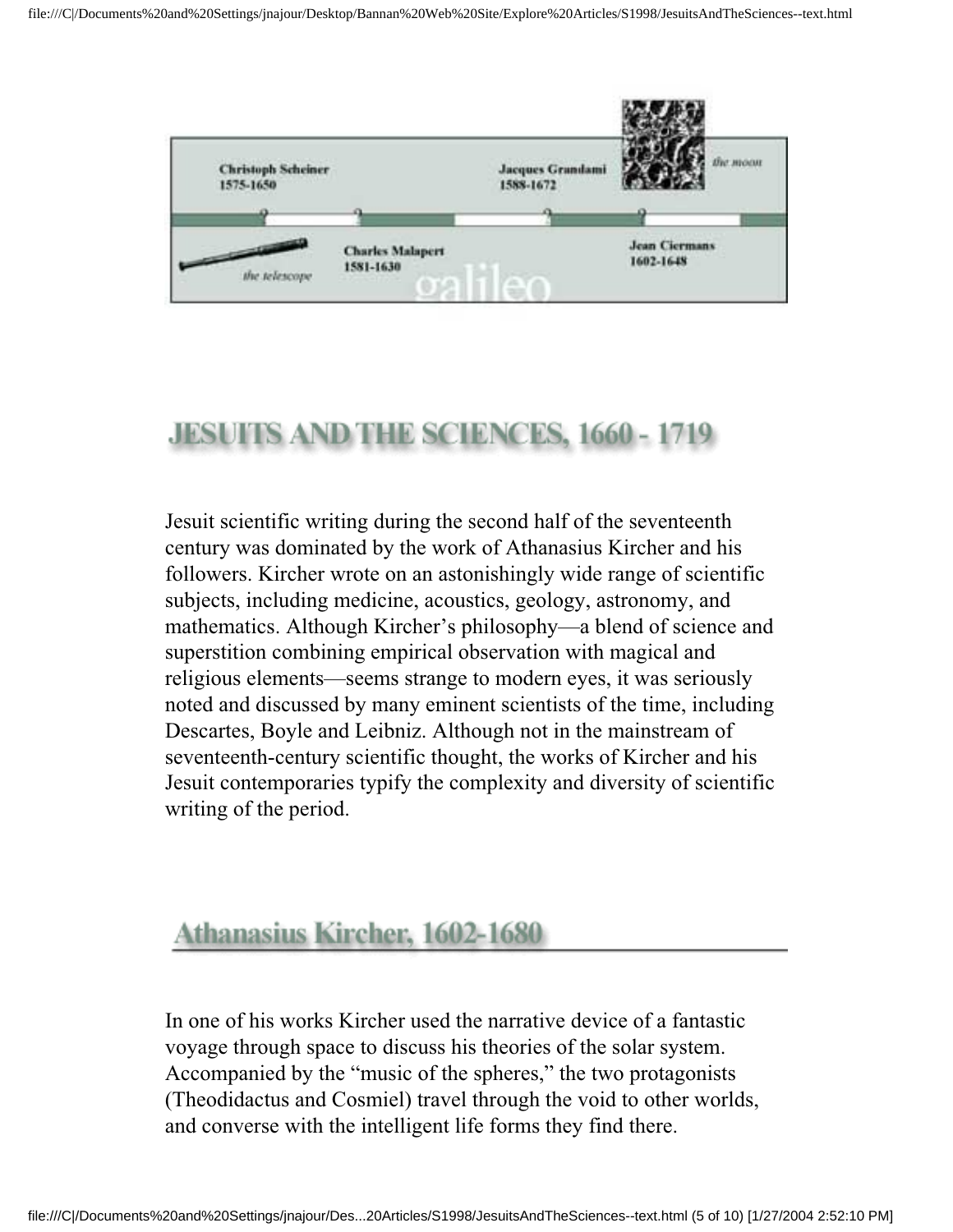Christoph Scheiner
1575-1650

Jacques Grandami
1588-1672

*the moon*

*the telescope*

Charles Malapert
1581-1630

Jean Ciermans
1602-1648

galileo

# JESUITS AND THE SCIENCES, 1660 - 1719

Jesuit scientific writing during the second half of the seventeenth century was dominated by the work of Athanasius Kircher and his followers. Kircher wrote on an astonishingly wide range of scientific subjects, including medicine, acoustics, geology, astronomy, and mathematics. Although Kircher's philosophy—a blend of science and superstition combining empirical observation with magical and religious elements—seems strange to modern eyes, it was seriously noted and discussed by many eminent scientists of the time, including Descartes, Boyle and Leibniz. Although not in the mainstream of seventeenth-century scientific thought, the works of Kircher and his Jesuit contemporaries typify the complexity and diversity of scientific writing of the period.

## Athanasius Kircher, 1602-1680

In one of his works Kircher used the narrative device of a fantastic voyage through space to discuss his theories of the solar system. Accompanied by the "music of the spheres," the two protagonists (Theodidactus and Cosmiel) travel through the void to other worlds, and converse with the intelligent life forms they find there.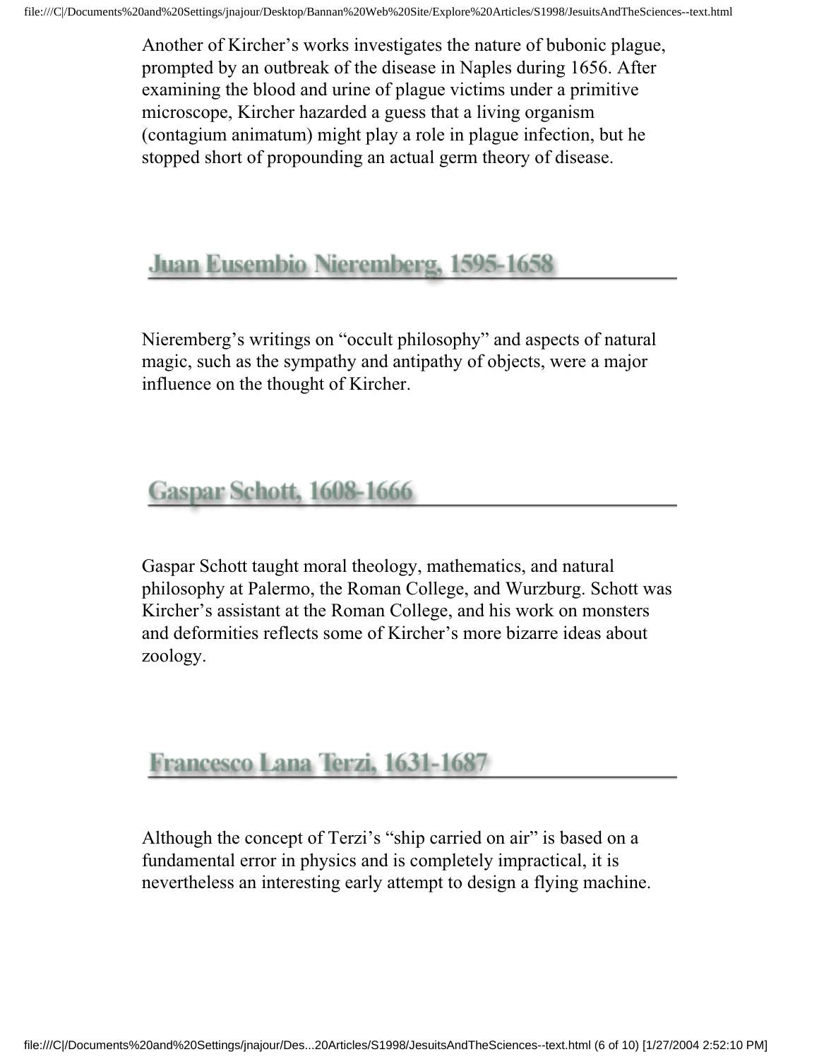Another of Kircher's works investigates the nature of bubonic plague, prompted by an outbreak of the disease in Naples during 1656. After examining the blood and urine of plague victims under a primitive microscope, Kircher hazarded a guess that a living organism (contagium animatum) might play a role in plague infection, but he stopped short of propounding an actual germ theory of disease.

## Juan Eusembio Nieremberg, 1595-1658

Nieremberg's writings on "occult philosophy" and aspects of natural magic, such as the sympathy and antipathy of objects, were a major influence on the thought of Kircher.

## Gaspar Schott, 1608-1666

Gaspar Schott taught moral theology, mathematics, and natural philosophy at Palermo, the Roman College, and Wurzburg. Schott was Kircher's assistant at the Roman College, and his work on monsters and deformities reflects some of Kircher's more bizarre ideas about zoology.

## Francesco Lana Terzi, 1631-1687

Although the concept of Terzi's "ship carried on air" is based on a fundamental error in physics and is completely impractical, it is nevertheless an interesting early attempt to design a flying machine.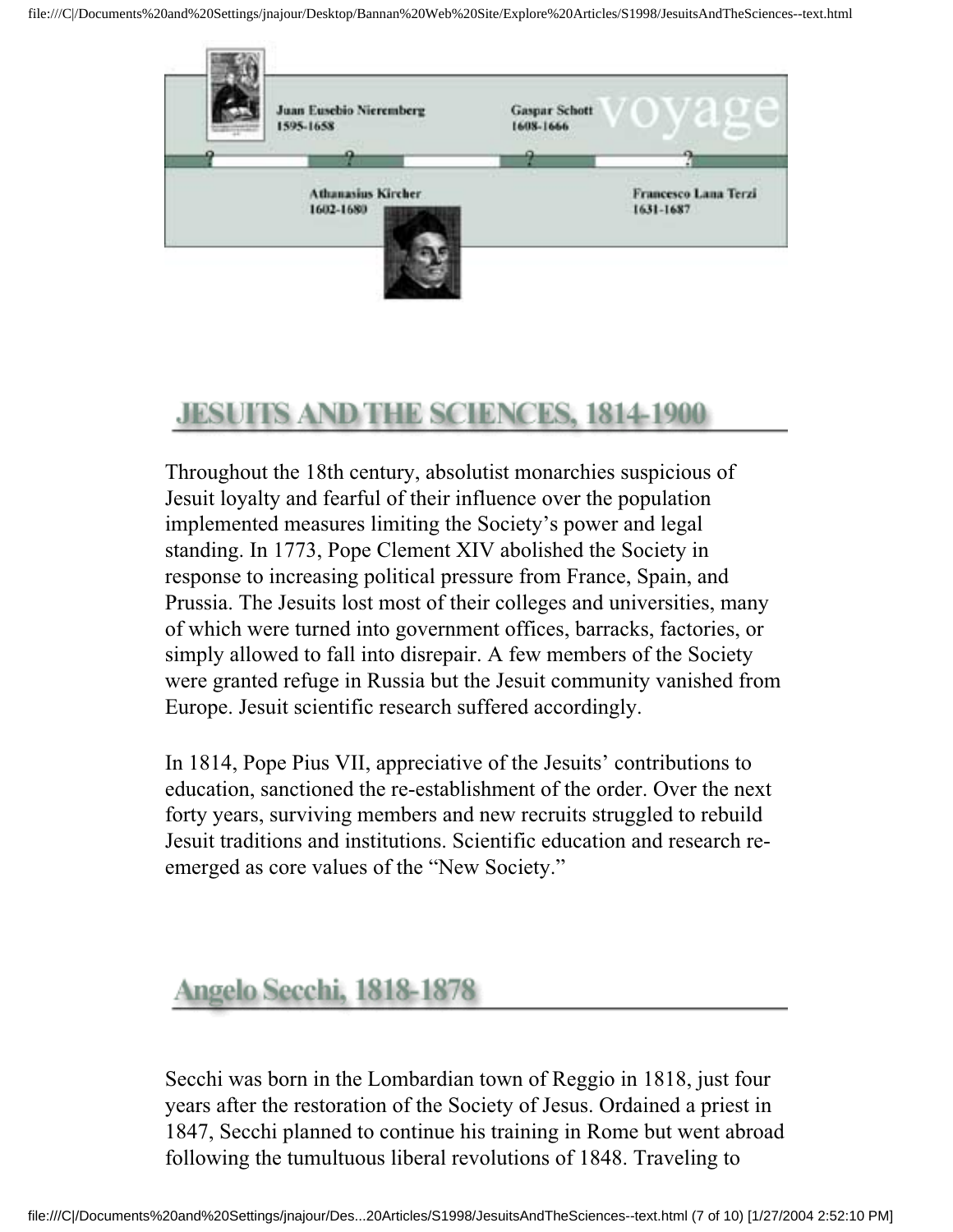Juan Eusebio Nieremberg
1595-1658

Gaspar Schott
1608-1666

voyage

Athanasius Kircher
1602-1680

Francesco Lana Terzi
1631-1687

## JESUITS AND THE SCIENCES, 1814-1900

Throughout the 18th century, absolutist monarchies suspicious of Jesuit loyalty and fearful of their influence over the population implemented measures limiting the Society's power and legal standing. In 1773, Pope Clement XIV abolished the Society in response to increasing political pressure from France, Spain, and Prussia. The Jesuits lost most of their colleges and universities, many of which were turned into government offices, barracks, factories, or simply allowed to fall into disrepair. A few members of the Society were granted refuge in Russia but the Jesuit community vanished from Europe. Jesuit scientific research suffered accordingly.

In 1814, Pope Pius VII, appreciative of the Jesuits' contributions to education, sanctioned the re-establishment of the order. Over the next forty years, surviving members and new recruits struggled to rebuild Jesuit traditions and institutions. Scientific education and research re-emerged as core values of the "New Society."

## Angelo Secchi, 1818-1878

Secchi was born in the Lombardian town of Reggio in 1818, just four years after the restoration of the Society of Jesus. Ordained a priest in 1847, Secchi planned to continue his training in Rome but went abroad following the tumultuous liberal revolutions of 1848. Traveling to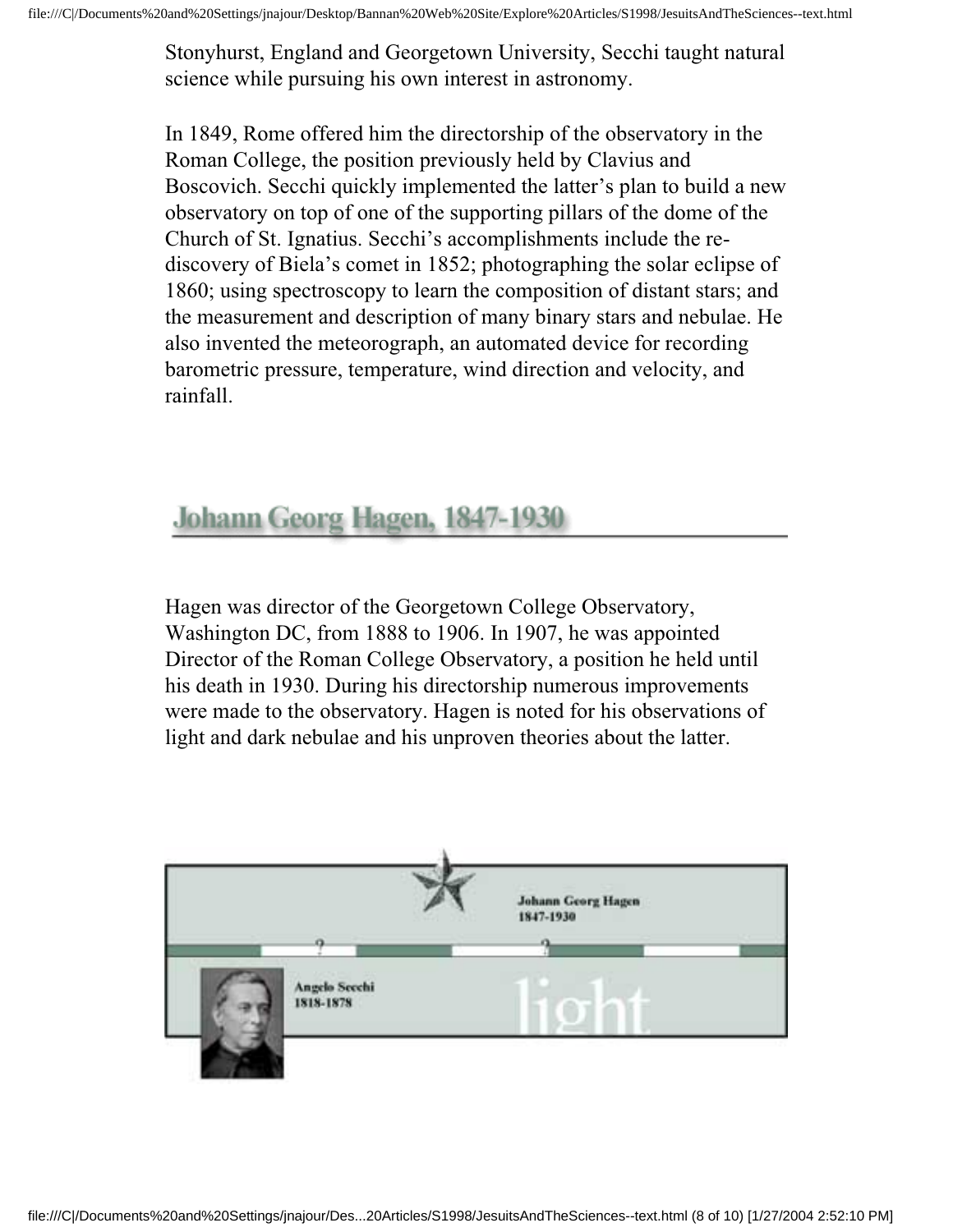Stonyhurst, England and Georgetown University, Secchi taught natural science while pursuing his own interest in astronomy.

In 1849, Rome offered him the directorship of the observatory in the Roman College, the position previously held by Clavius and Boscovich. Secchi quickly implemented the latter's plan to build a new observatory on top of one of the supporting pillars of the dome of the Church of St. Ignatius. Secchi's accomplishments include the re-discovery of Biela's comet in 1852; photographing the solar eclipse of 1860; using spectroscopy to learn the composition of distant stars; and the measurement and description of many binary stars and nebulae. He also invented the meteorograph, an automated device for recording barometric pressure, temperature, wind direction and velocity, and rainfall.

## Johann Georg Hagen, 1847-1930

Hagen was director of the Georgetown College Observatory, Washington DC, from 1888 to 1906. In 1907, he was appointed Director of the Roman College Observatory, a position he held until his death in 1930. During his directorship numerous improvements were made to the observatory. Hagen is noted for his observations of light and dark nebulae and his unproven theories about the latter.

Johann Georg Hagen
1847-1930

Angelo Secchi
1818-1878

light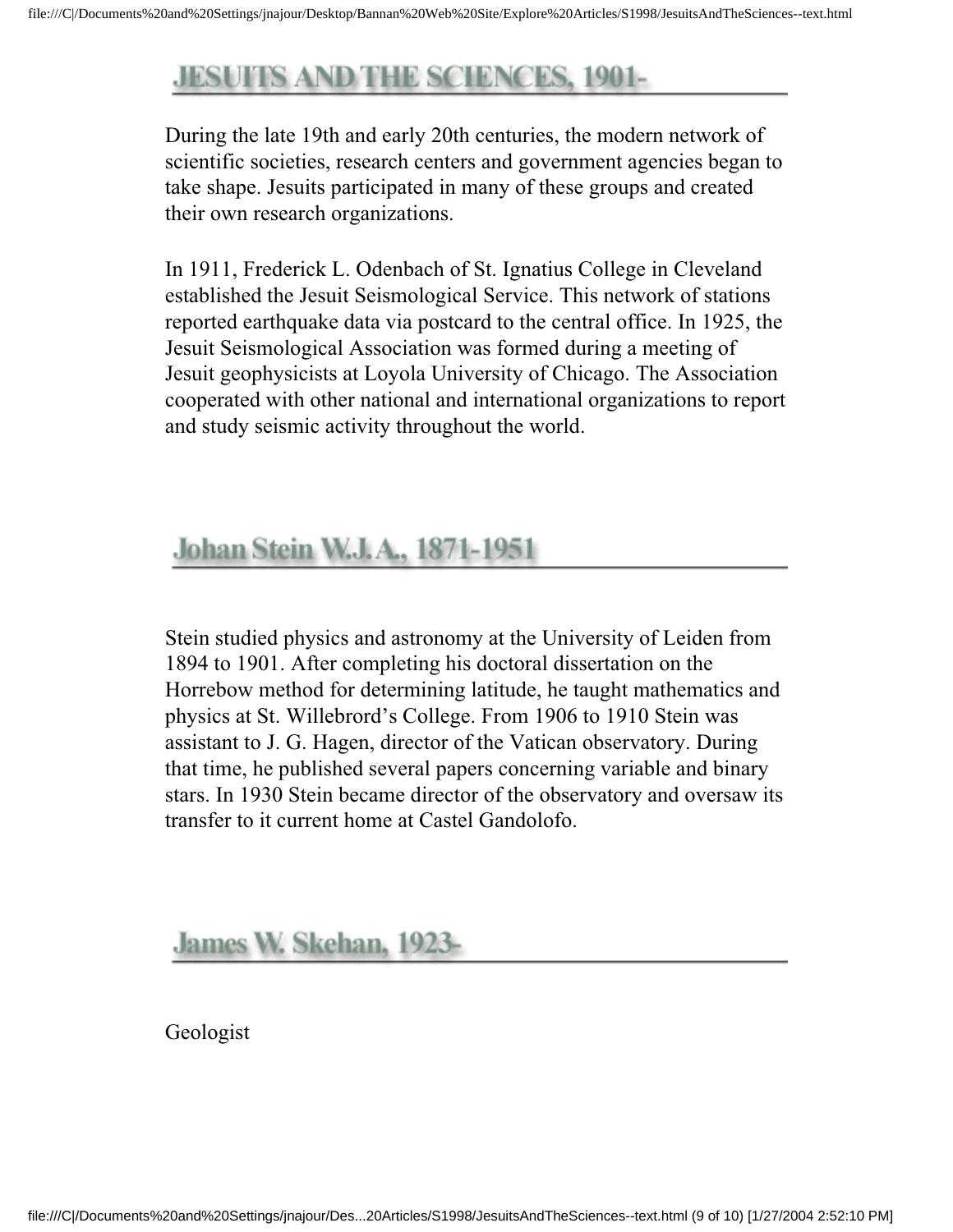## JESUITS AND THE SCIENCES, 1901-

During the late 19th and early 20th centuries, the modern network of scientific societies, research centers and government agencies began to take shape. Jesuits participated in many of these groups and created their own research organizations.

In 1911, Frederick L. Odenbach of St. Ignatius College in Cleveland established the Jesuit Seismological Service. This network of stations reported earthquake data via postcard to the central office. In 1925, the Jesuit Seismological Association was formed during a meeting of Jesuit geophysicists at Loyola University of Chicago. The Association cooperated with other national and international organizations to report and study seismic activity throughout the world.

## Johan Stein W.J.A., 1871-1951

Stein studied physics and astronomy at the University of Leiden from 1894 to 1901. After completing his doctoral dissertation on the Horrebow method for determining latitude, he taught mathematics and physics at St. Willebrord's College. From 1906 to 1910 Stein was assistant to J. G. Hagen, director of the Vatican observatory. During that time, he published several papers concerning variable and binary stars. In 1930 Stein became director of the observatory and oversaw its transfer to it current home at Castel Gandolofo.

## James W. Skehan, 1923-

Geologist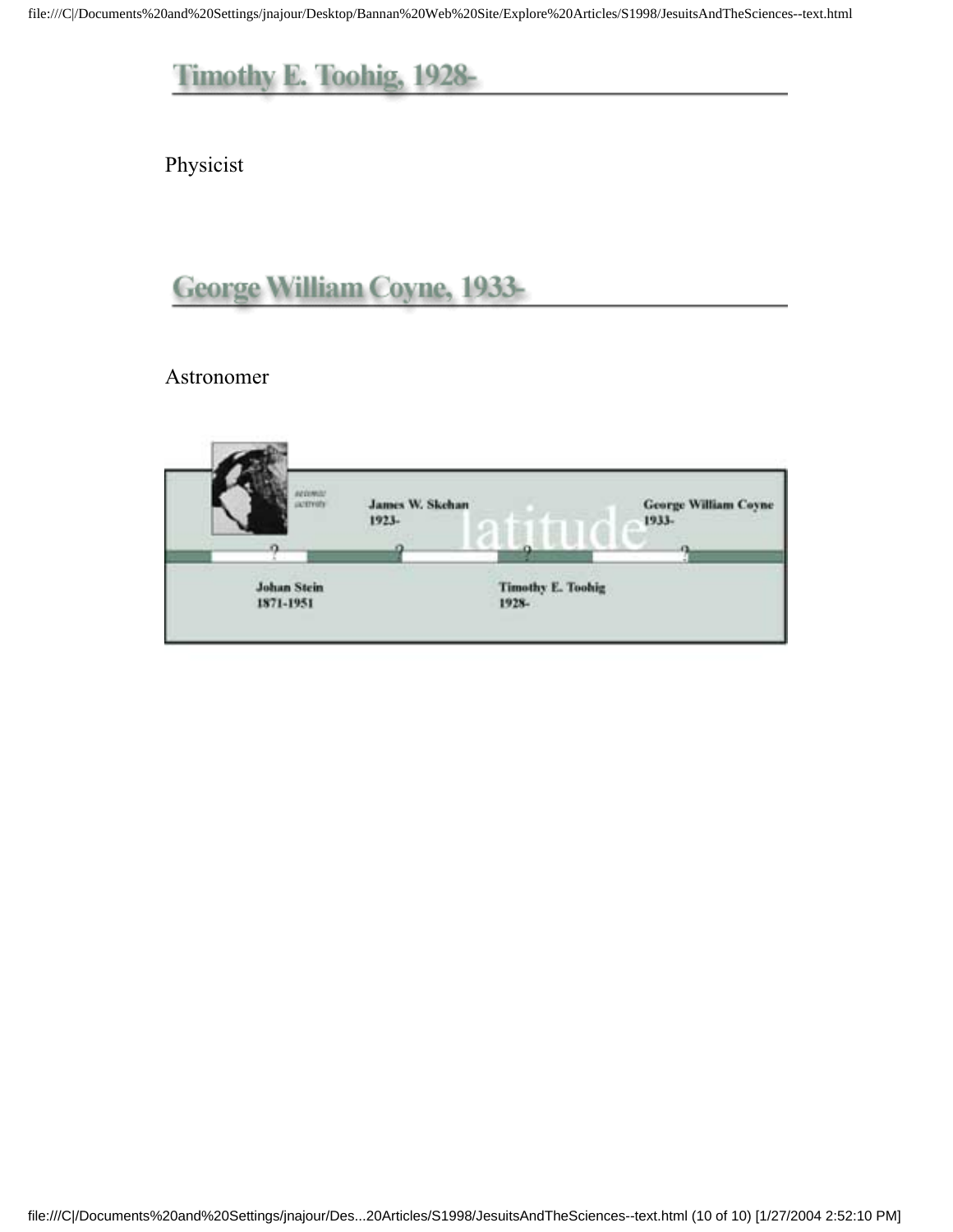## Timothy E. Toohig, 1928-

Physicist

## George William Coyne, 1933-

Astronomer

seismic activity

James W. Skehan
1923-

latitude

George William Coyne
1933-

Johan Stein
1871-1951

Timothy E. Toohig
1928-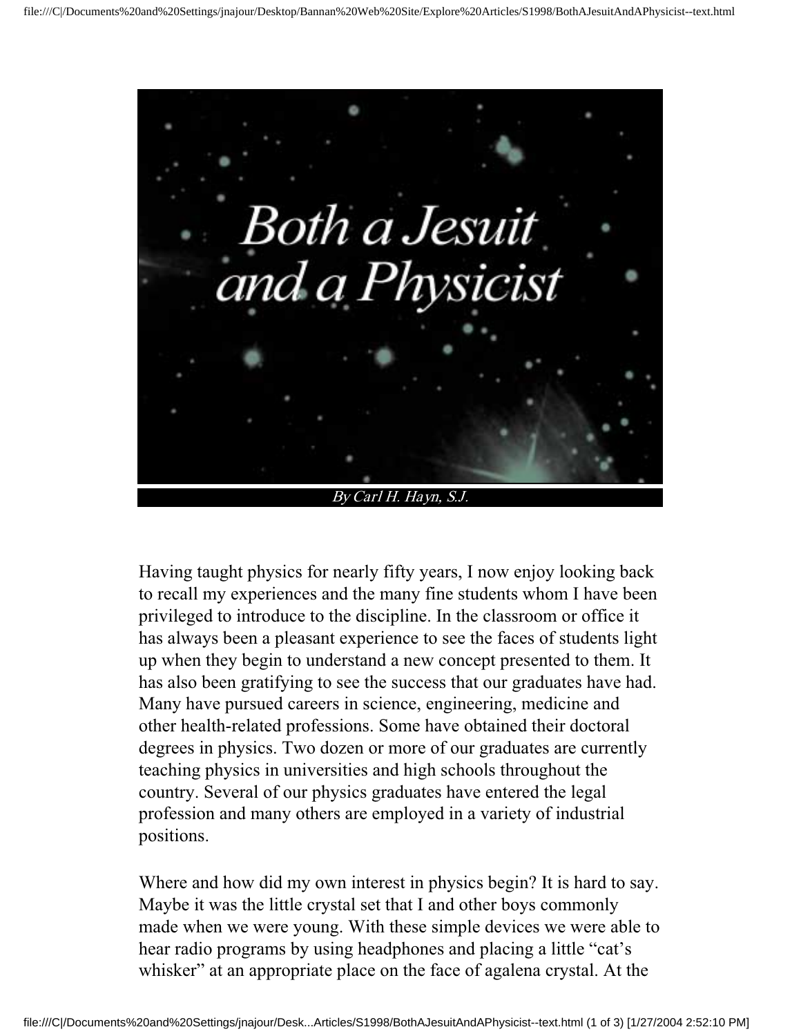# Both a Jesuit and a Physicist

*By Carl H. Hayn, S.J.*

Having taught physics for nearly fifty years, I now enjoy looking back to recall my experiences and the many fine students whom I have been privileged to introduce to the discipline. In the classroom or office it has always been a pleasant experience to see the faces of students light up when they begin to understand a new concept presented to them. It has also been gratifying to see the success that our graduates have had. Many have pursued careers in science, engineering, medicine and other health-related professions. Some have obtained their doctoral degrees in physics. Two dozen or more of our graduates are currently teaching physics in universities and high schools throughout the country. Several of our physics graduates have entered the legal profession and many others are employed in a variety of industrial positions.

Where and how did my own interest in physics begin? It is hard to say. Maybe it was the little crystal set that I and other boys commonly made when we were young. With these simple devices we were able to hear radio programs by using headphones and placing a little "cat's whisker" at an appropriate place on the face of agalena crystal. At the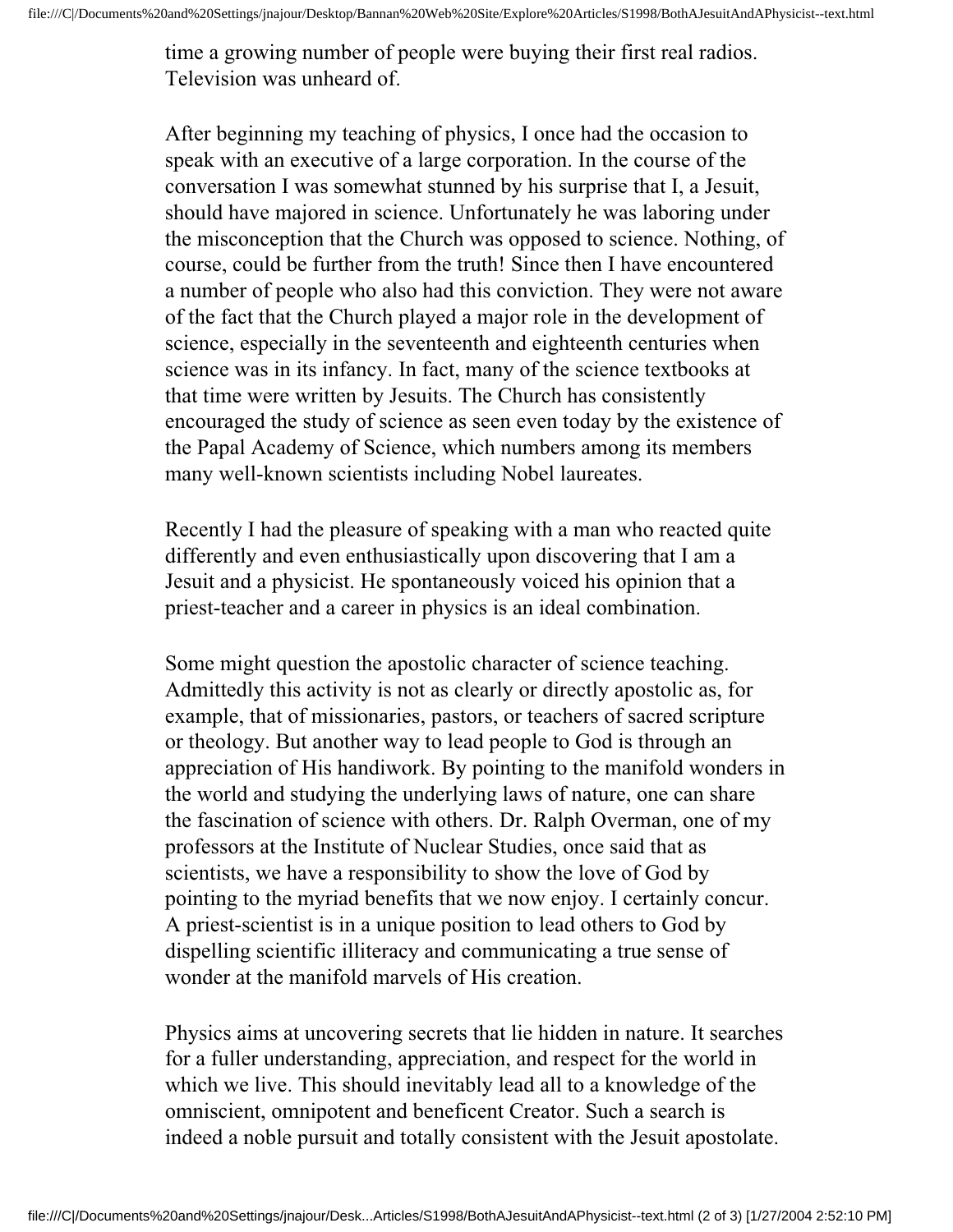time a growing number of people were buying their first real radios. Television was unheard of.

After beginning my teaching of physics, I once had the occasion to speak with an executive of a large corporation. In the course of the conversation I was somewhat stunned by his surprise that I, a Jesuit, should have majored in science. Unfortunately he was laboring under the misconception that the Church was opposed to science. Nothing, of course, could be further from the truth! Since then I have encountered a number of people who also had this conviction. They were not aware of the fact that the Church played a major role in the development of science, especially in the seventeenth and eighteenth centuries when science was in its infancy. In fact, many of the science textbooks at that time were written by Jesuits. The Church has consistently encouraged the study of science as seen even today by the existence of the Papal Academy of Science, which numbers among its members many well-known scientists including Nobel laureates.

Recently I had the pleasure of speaking with a man who reacted quite differently and even enthusiastically upon discovering that I am a Jesuit and a physicist. He spontaneously voiced his opinion that a priest-teacher and a career in physics is an ideal combination.

Some might question the apostolic character of science teaching. Admittedly this activity is not as clearly or directly apostolic as, for example, that of missionaries, pastors, or teachers of sacred scripture or theology. But another way to lead people to God is through an appreciation of His handiwork. By pointing to the manifold wonders in the world and studying the underlying laws of nature, one can share the fascination of science with others. Dr. Ralph Overman, one of my professors at the Institute of Nuclear Studies, once said that as scientists, we have a responsibility to show the love of God by pointing to the myriad benefits that we now enjoy. I certainly concur. A priest-scientist is in a unique position to lead others to God by dispelling scientific illiteracy and communicating a true sense of wonder at the manifold marvels of His creation.

Physics aims at uncovering secrets that lie hidden in nature. It searches for a fuller understanding, appreciation, and respect for the world in which we live. This should inevitably lead all to a knowledge of the omniscient, omnipotent and beneficent Creator. Such a search is indeed a noble pursuit and totally consistent with the Jesuit apostolate.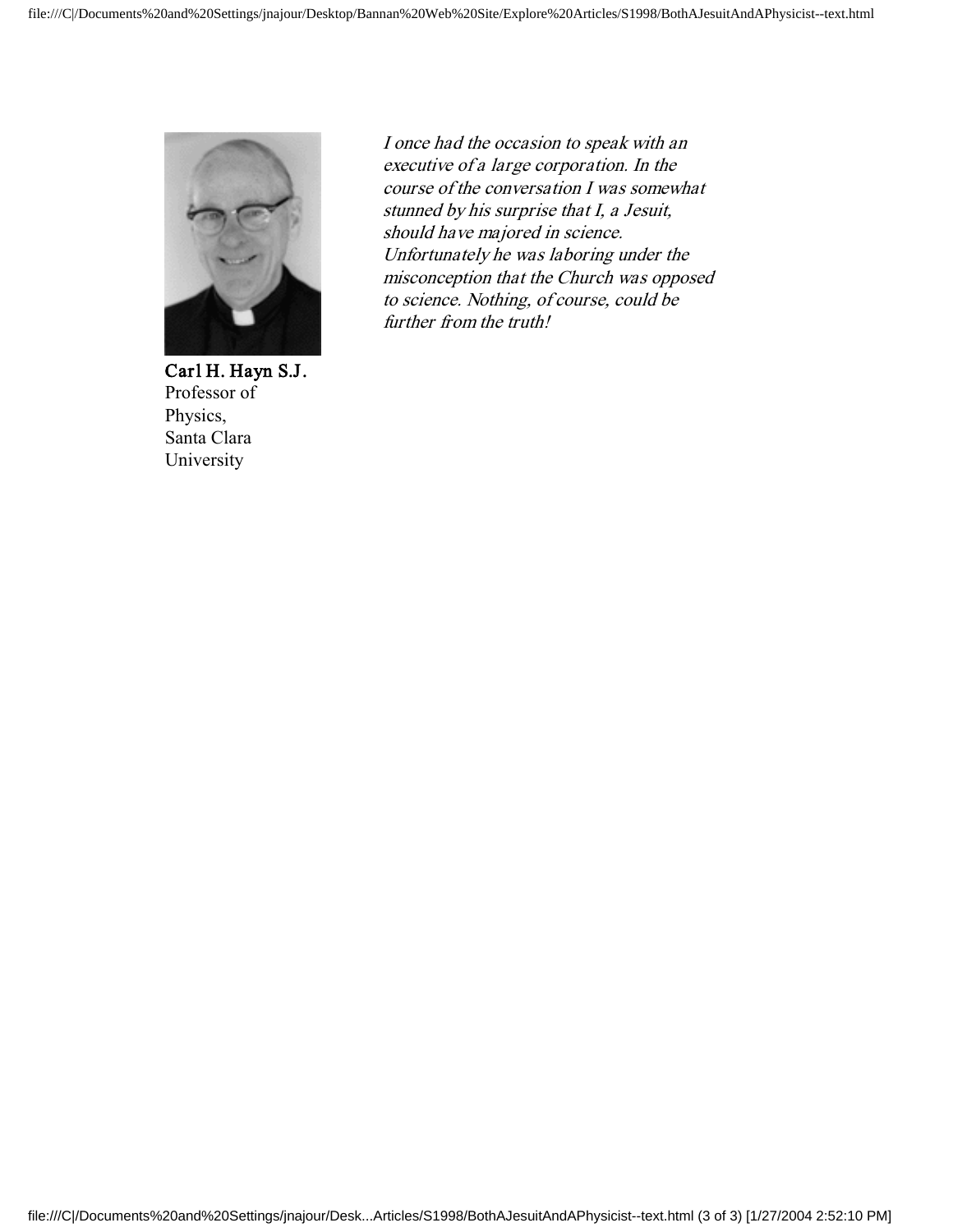**Carl H. Hayn S.J.**
Professor of Physics, Santa Clara University

*I once had the occasion to speak with an executive of a large corporation. In the course of the conversation I was somewhat stunned by his surprise that I, a Jesuit, should have majored in science. Unfortunately he was laboring under the misconception that the Church was opposed to science. Nothing, of course, could be further from the truth!*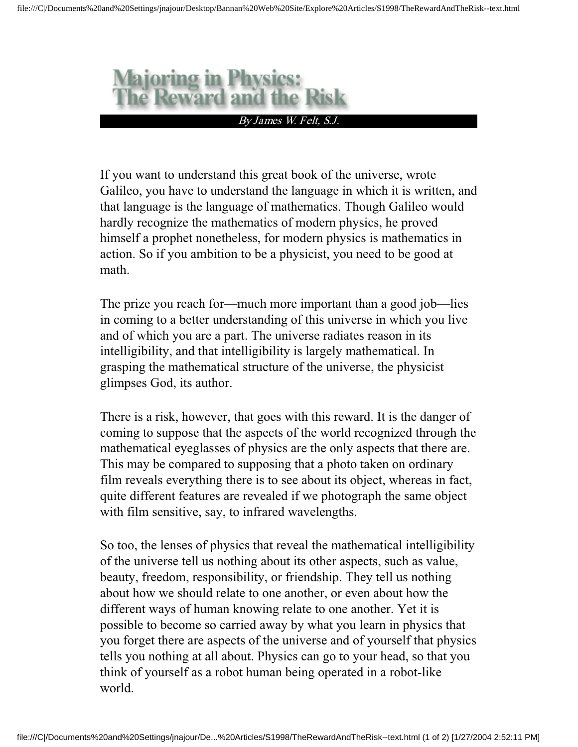# Majoring in Physics: The Reward and the Risk

*By James W. Felt, S.J.*

If you want to understand this great book of the universe, wrote Galileo, you have to understand the language in which it is written, and that language is the language of mathematics. Though Galileo would hardly recognize the mathematics of modern physics, he proved himself a prophet nonetheless, for modern physics is mathematics in action. So if you ambition to be a physicist, you need to be good at math.

The prize you reach for—much more important than a good job—lies in coming to a better understanding of this universe in which you live and of which you are a part. The universe radiates reason in its intelligibility, and that intelligibility is largely mathematical. In grasping the mathematical structure of the universe, the physicist glimpses God, its author.

There is a risk, however, that goes with this reward. It is the danger of coming to suppose that the aspects of the world recognized through the mathematical eyeglasses of physics are the only aspects that there are. This may be compared to supposing that a photo taken on ordinary film reveals everything there is to see about its object, whereas in fact, quite different features are revealed if we photograph the same object with film sensitive, say, to infrared wavelengths.

So too, the lenses of physics that reveal the mathematical intelligibility of the universe tell us nothing about its other aspects, such as value, beauty, freedom, responsibility, or friendship. They tell us nothing about how we should relate to one another, or even about how the different ways of human knowing relate to one another. Yet it is possible to become so carried away by what you learn in physics that you forget there are aspects of the universe and of yourself that physics tells you nothing at all about. Physics can go to your head, so that you think of yourself as a robot human being operated in a robot-like world.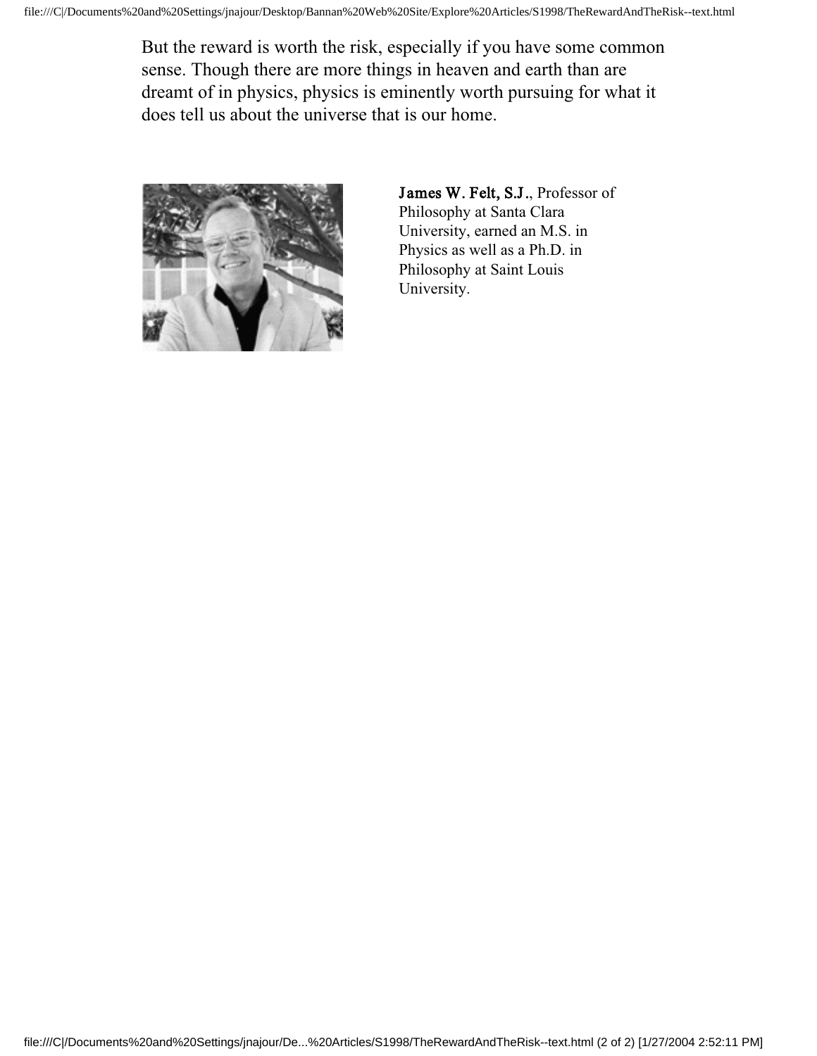But the reward is worth the risk, especially if you have some common sense. Though there are more things in heaven and earth than are dreamt of in physics, physics is eminently worth pursuing for what it does tell us about the universe that is our home.

**James W. Felt, S.J.**, Professor of Philosophy at Santa Clara University, earned an M.S. in Physics as well as a Ph.D. in Philosophy at Saint Louis University.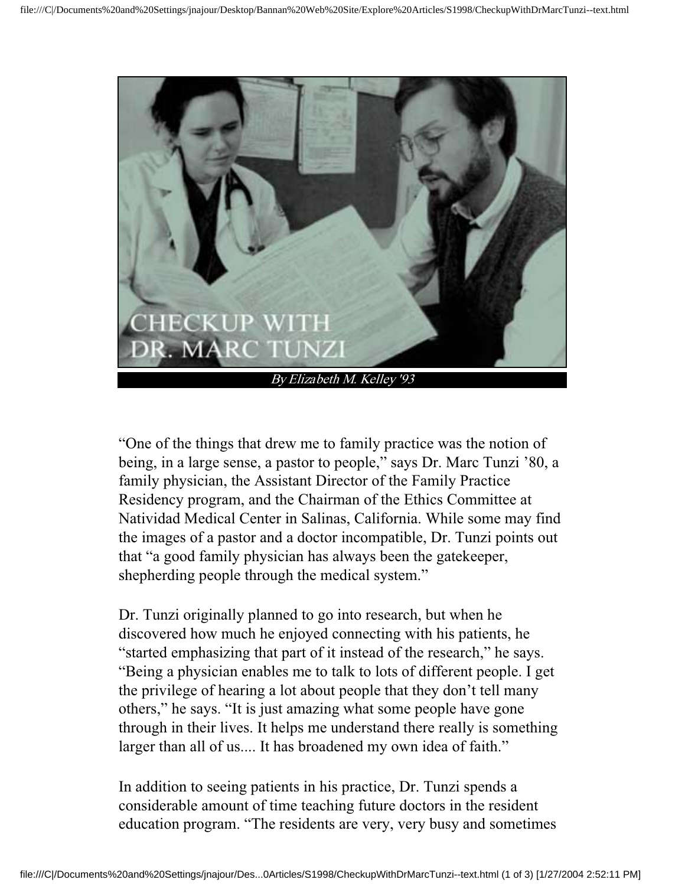# CHECKUP WITH DR. MARC TUNZI

*By Elizabeth M. Kelley '93*

"One of the things that drew me to family practice was the notion of being, in a large sense, a pastor to people," says Dr. Marc Tunzi '80, a family physician, the Assistant Director of the Family Practice Residency program, and the Chairman of the Ethics Committee at Natividad Medical Center in Salinas, California. While some may find the images of a pastor and a doctor incompatible, Dr. Tunzi points out that "a good family physician has always been the gatekeeper, shepherding people through the medical system."

Dr. Tunzi originally planned to go into research, but when he discovered how much he enjoyed connecting with his patients, he "started emphasizing that part of it instead of the research," he says. "Being a physician enables me to talk to lots of different people. I get the privilege of hearing a lot about people that they don't tell many others," he says. "It is just amazing what some people have gone through in their lives. It helps me understand there really is something larger than all of us.... It has broadened my own idea of faith."

In addition to seeing patients in his practice, Dr. Tunzi spends a considerable amount of time teaching future doctors in the resident education program. "The residents are very, very busy and sometimes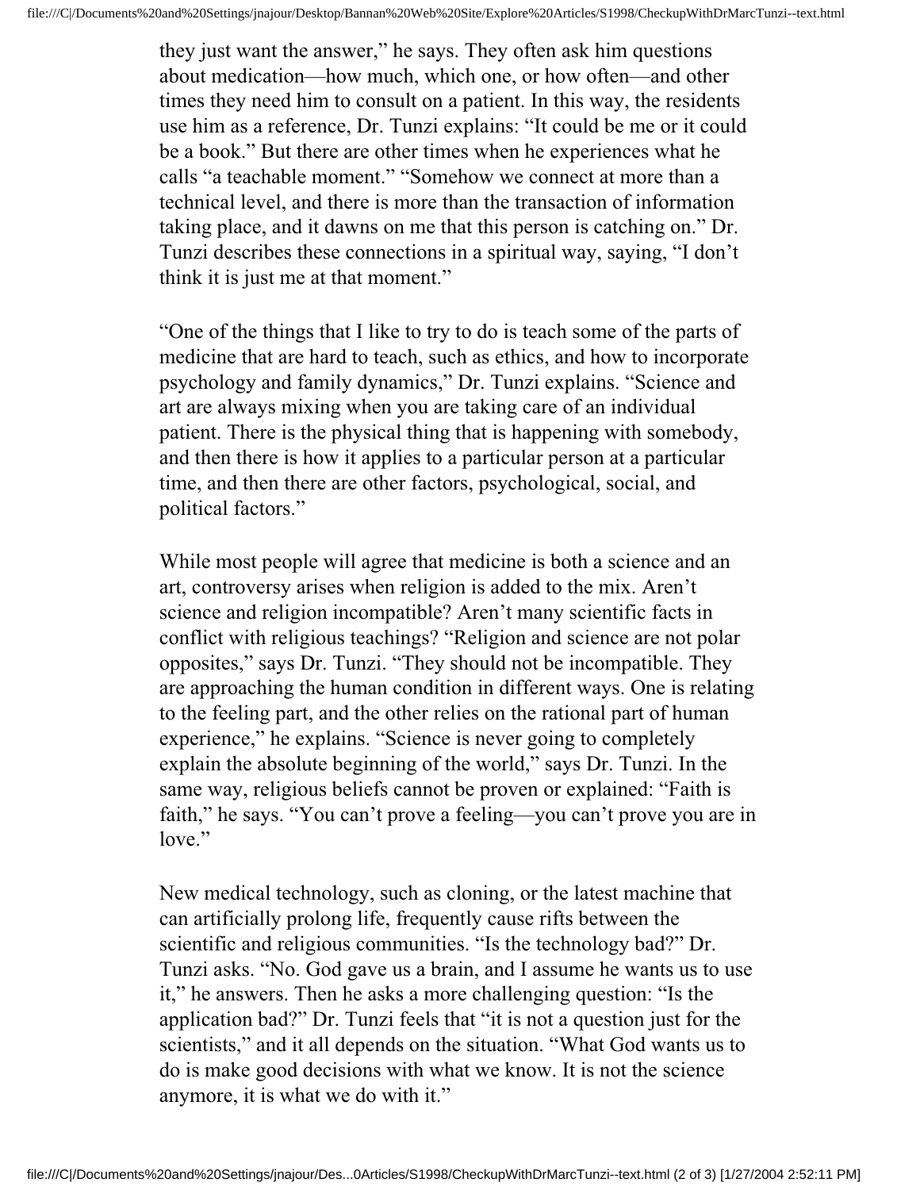they just want the answer," he says. They often ask him questions about medication—how much, which one, or how often—and other times they need him to consult on a patient. In this way, the residents use him as a reference, Dr. Tunzi explains: "It could be me or it could be a book." But there are other times when he experiences what he calls "a teachable moment." "Somehow we connect at more than a technical level, and there is more than the transaction of information taking place, and it dawns on me that this person is catching on." Dr. Tunzi describes these connections in a spiritual way, saying, "I don't think it is just me at that moment."

"One of the things that I like to try to do is teach some of the parts of medicine that are hard to teach, such as ethics, and how to incorporate psychology and family dynamics," Dr. Tunzi explains. "Science and art are always mixing when you are taking care of an individual patient. There is the physical thing that is happening with somebody, and then there is how it applies to a particular person at a particular time, and then there are other factors, psychological, social, and political factors."

While most people will agree that medicine is both a science and an art, controversy arises when religion is added to the mix. Aren't science and religion incompatible? Aren't many scientific facts in conflict with religious teachings? "Religion and science are not polar opposites," says Dr. Tunzi. "They should not be incompatible. They are approaching the human condition in different ways. One is relating to the feeling part, and the other relies on the rational part of human experience," he explains. "Science is never going to completely explain the absolute beginning of the world," says Dr. Tunzi. In the same way, religious beliefs cannot be proven or explained: "Faith is faith," he says. "You can't prove a feeling—you can't prove you are in love."

New medical technology, such as cloning, or the latest machine that can artificially prolong life, frequently cause rifts between the scientific and religious communities. "Is the technology bad?" Dr. Tunzi asks. "No. God gave us a brain, and I assume he wants us to use it," he answers. Then he asks a more challenging question: "Is the application bad?" Dr. Tunzi feels that "it is not a question just for the scientists," and it all depends on the situation. "What God wants us to do is make good decisions with what we know. It is not the science anymore, it is what we do with it."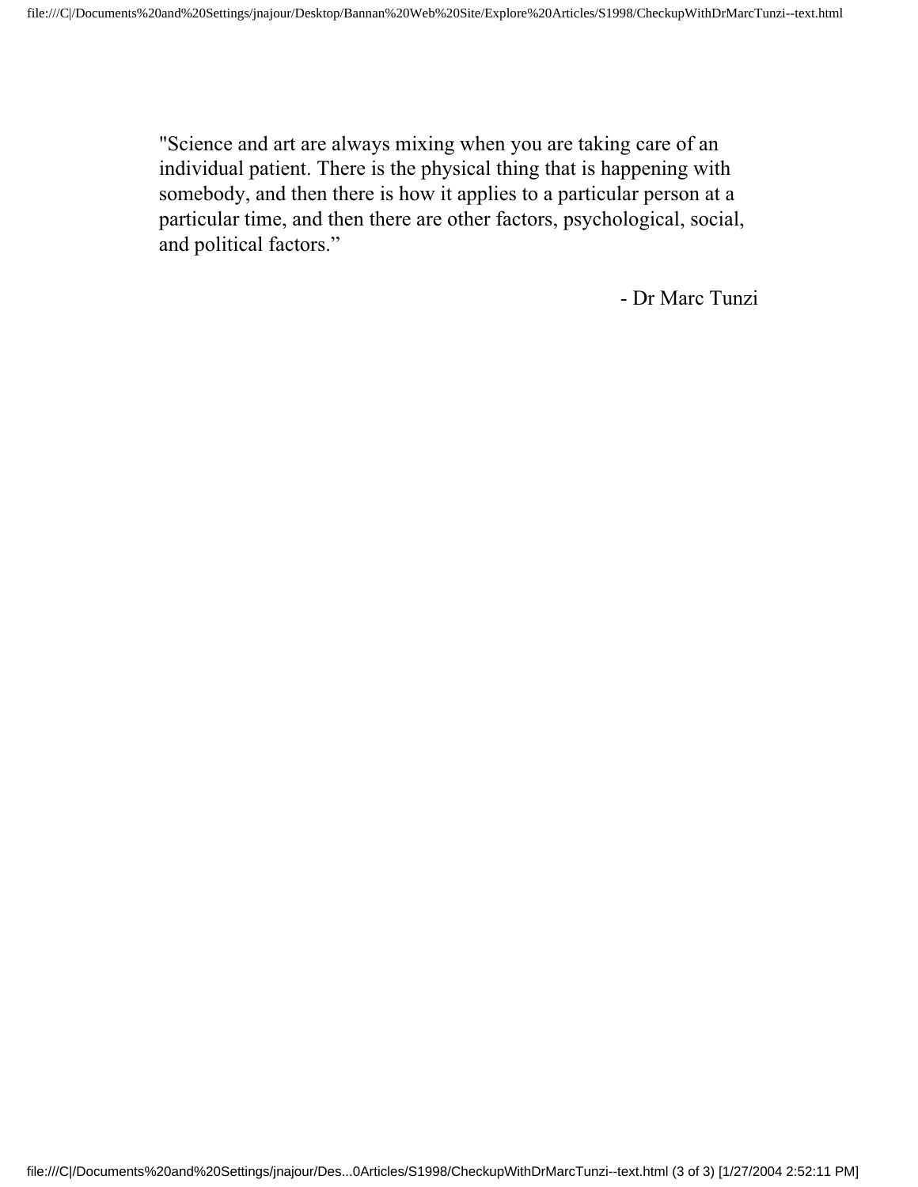"Science and art are always mixing when you are taking care of an individual patient. There is the physical thing that is happening with somebody, and then there is how it applies to a particular person at a particular time, and then there are other factors, psychological, social, and political factors."

- Dr Marc Tunzi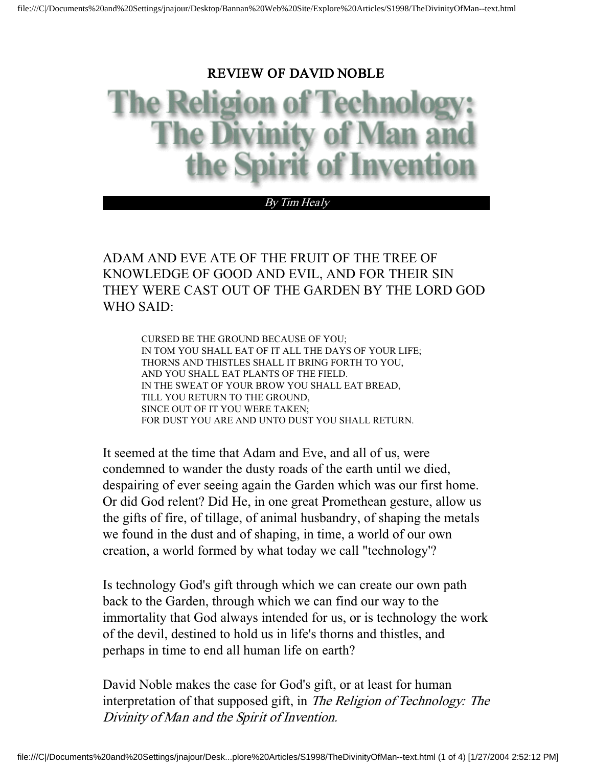REVIEW OF DAVID NOBLE

# The Religion of Technology: The Divinity of Man and the Spirit of Invention

*By Tim Healy*

ADAM AND EVE ATE OF THE FRUIT OF THE TREE OF KNOWLEDGE OF GOOD AND EVIL, AND FOR THEIR SIN THEY WERE CAST OUT OF THE GARDEN BY THE LORD GOD WHO SAID:

> CURSED BE THE GROUND BECAUSE OF YOU;
> IN TOM YOU SHALL EAT OF IT ALL THE DAYS OF YOUR LIFE;
> THORNS AND THISTLES SHALL IT BRING FORTH TO YOU,
> AND YOU SHALL EAT PLANTS OF THE FIELD.
> IN THE SWEAT OF YOUR BROW YOU SHALL EAT BREAD,
> TILL YOU RETURN TO THE GROUND,
> SINCE OUT OF IT YOU WERE TAKEN;
> FOR DUST YOU ARE AND UNTO DUST YOU SHALL RETURN.

It seemed at the time that Adam and Eve, and all of us, were condemned to wander the dusty roads of the earth until we died, despairing of ever seeing again the Garden which was our first home. Or did God relent? Did He, in one great Promethean gesture, allow us the gifts of fire, of tillage, of animal husbandry, of shaping the metals we found in the dust and of shaping, in time, a world of our own creation, a world formed by what today we call "technology'?

Is technology God's gift through which we can create our own path back to the Garden, through which we can find our way to the immortality that God always intended for us, or is technology the work of the devil, destined to hold us in life's thorns and thistles, and perhaps in time to end all human life on earth?

David Noble makes the case for God's gift, or at least for human interpretation of that supposed gift, in *The Religion of Technology: The Divinity of Man and the Spirit of Invention.*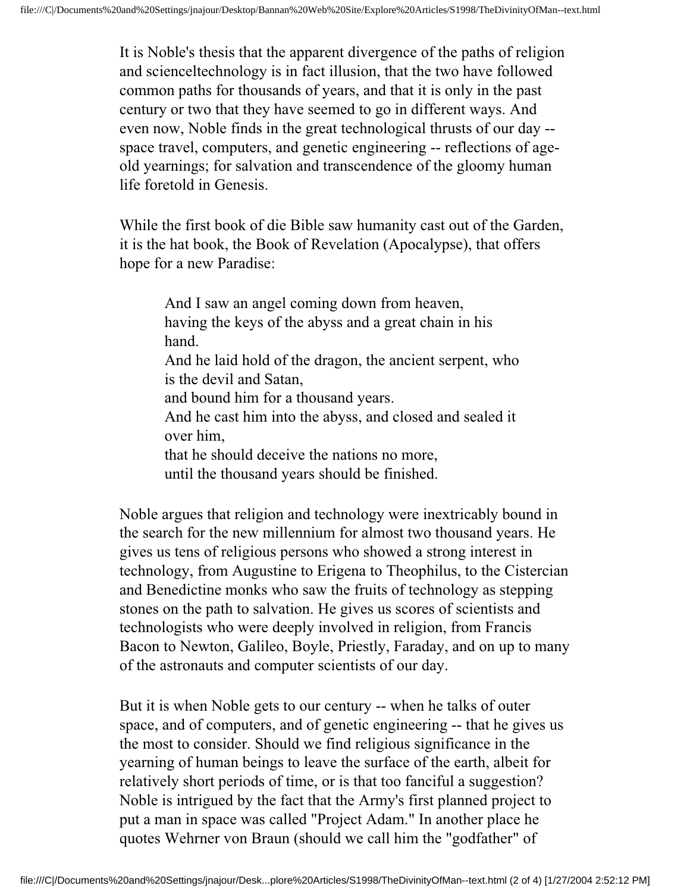It is Noble's thesis that the apparent divergence of the paths of religion and scienceltechnology is in fact illusion, that the two have followed common paths for thousands of years, and that it is only in the past century or two that they have seemed to go in different ways. And even now, Noble finds in the great technological thrusts of our day -- space travel, computers, and genetic engineering -- reflections of age-old yearnings; for salvation and transcendence of the gloomy human life foretold in Genesis.

While the first book of die Bible saw humanity cast out of the Garden, it is the hat book, the Book of Revelation (Apocalypse), that offers hope for a new Paradise:

> And I saw an angel coming down from heaven,
> having the keys of the abyss and a great chain in his hand.
> And he laid hold of the dragon, the ancient serpent, who is the devil and Satan,
> and bound him for a thousand years.
> And he cast him into the abyss, and closed and sealed it over him,
> that he should deceive the nations no more,
> until the thousand years should be finished.

Noble argues that religion and technology were inextricably bound in the search for the new millennium for almost two thousand years. He gives us tens of religious persons who showed a strong interest in technology, from Augustine to Erigena to Theophilus, to the Cistercian and Benedictine monks who saw the fruits of technology as stepping stones on the path to salvation. He gives us scores of scientists and technologists who were deeply involved in religion, from Francis Bacon to Newton, Galileo, Boyle, Priestly, Faraday, and on up to many of the astronauts and computer scientists of our day.

But it is when Noble gets to our century -- when he talks of outer space, and of computers, and of genetic engineering -- that he gives us the most to consider. Should we find religious significance in the yearning of human beings to leave the surface of the earth, albeit for relatively short periods of time, or is that too fanciful a suggestion? Noble is intrigued by the fact that the Army's first planned project to put a man in space was called "Project Adam." In another place he quotes Wehrner von Braun (should we call him the "godfather" of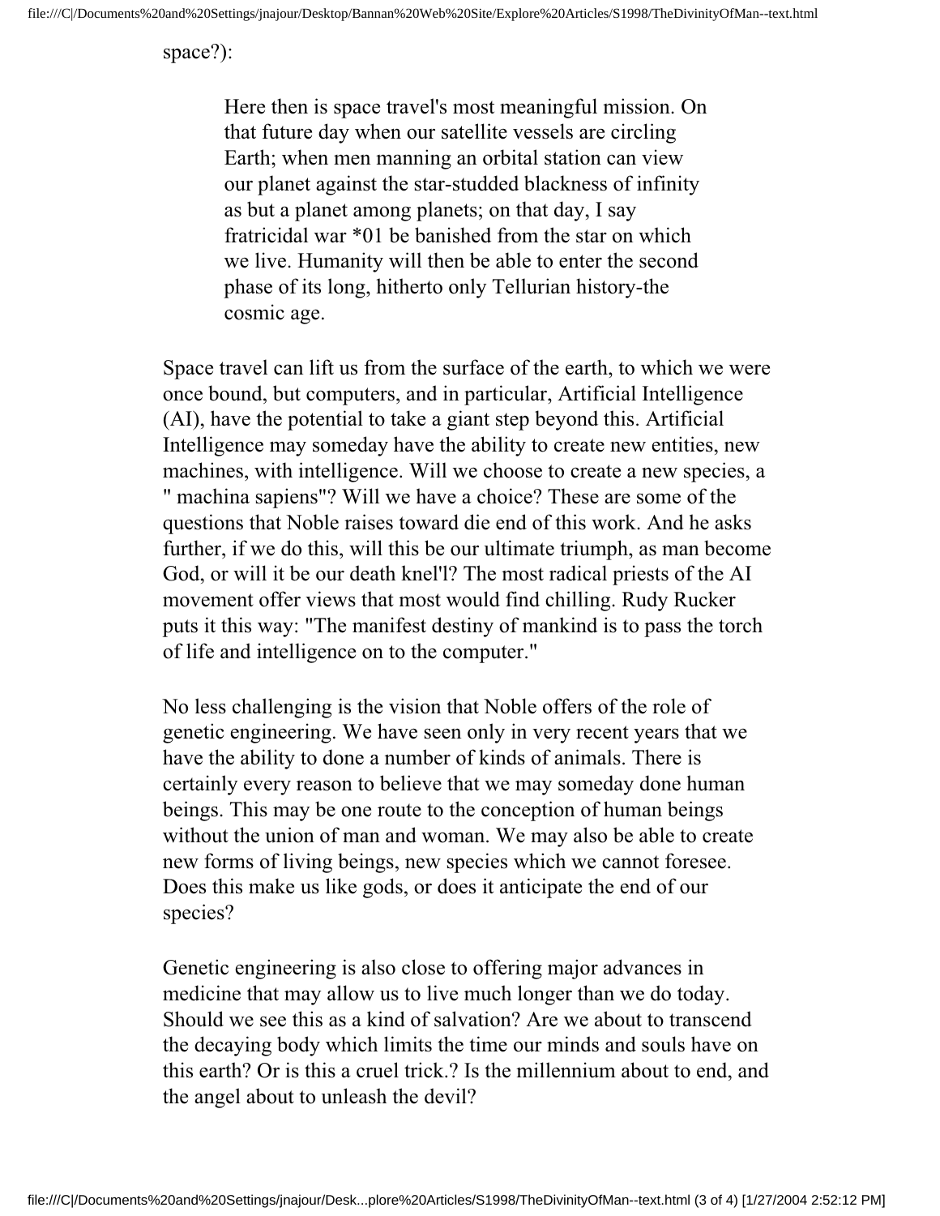space?):

> Here then is space travel's most meaningful mission. On that future day when our satellite vessels are circling Earth; when men manning an orbital station can view our planet against the star-studded blackness of infinity as but a planet among planets; on that day, I say fratricidal war *01 be banished from the star on which we live. Humanity will then be able to enter the second phase of its long, hitherto only Tellurian history-the cosmic age.

Space travel can lift us from the surface of the earth, to which we were once bound, but computers, and in particular, Artificial Intelligence (AI), have the potential to take a giant step beyond this. Artificial Intelligence may someday have the ability to create new entities, new machines, with intelligence. Will we choose to create a new species, a " machina sapiens"? Will we have a choice? These are some of the questions that Noble raises toward die end of this work. And he asks further, if we do this, will this be our ultimate triumph, as man become God, or will it be our death knel'l? The most radical priests of the AI movement offer views that most would find chilling. Rudy Rucker puts it this way: "The manifest destiny of mankind is to pass the torch of life and intelligence on to the computer."

No less challenging is the vision that Noble offers of the role of genetic engineering. We have seen only in very recent years that we have the ability to done a number of kinds of animals. There is certainly every reason to believe that we may someday done human beings. This may be one route to the conception of human beings without the union of man and woman. We may also be able to create new forms of living beings, new species which we cannot foresee. Does this make us like gods, or does it anticipate the end of our species?

Genetic engineering is also close to offering major advances in medicine that may allow us to live much longer than we do today. Should we see this as a kind of salvation? Are we about to transcend the decaying body which limits the time our minds and souls have on this earth? Or is this a cruel trick.? Is the millennium about to end, and the angel about to unleash the devil?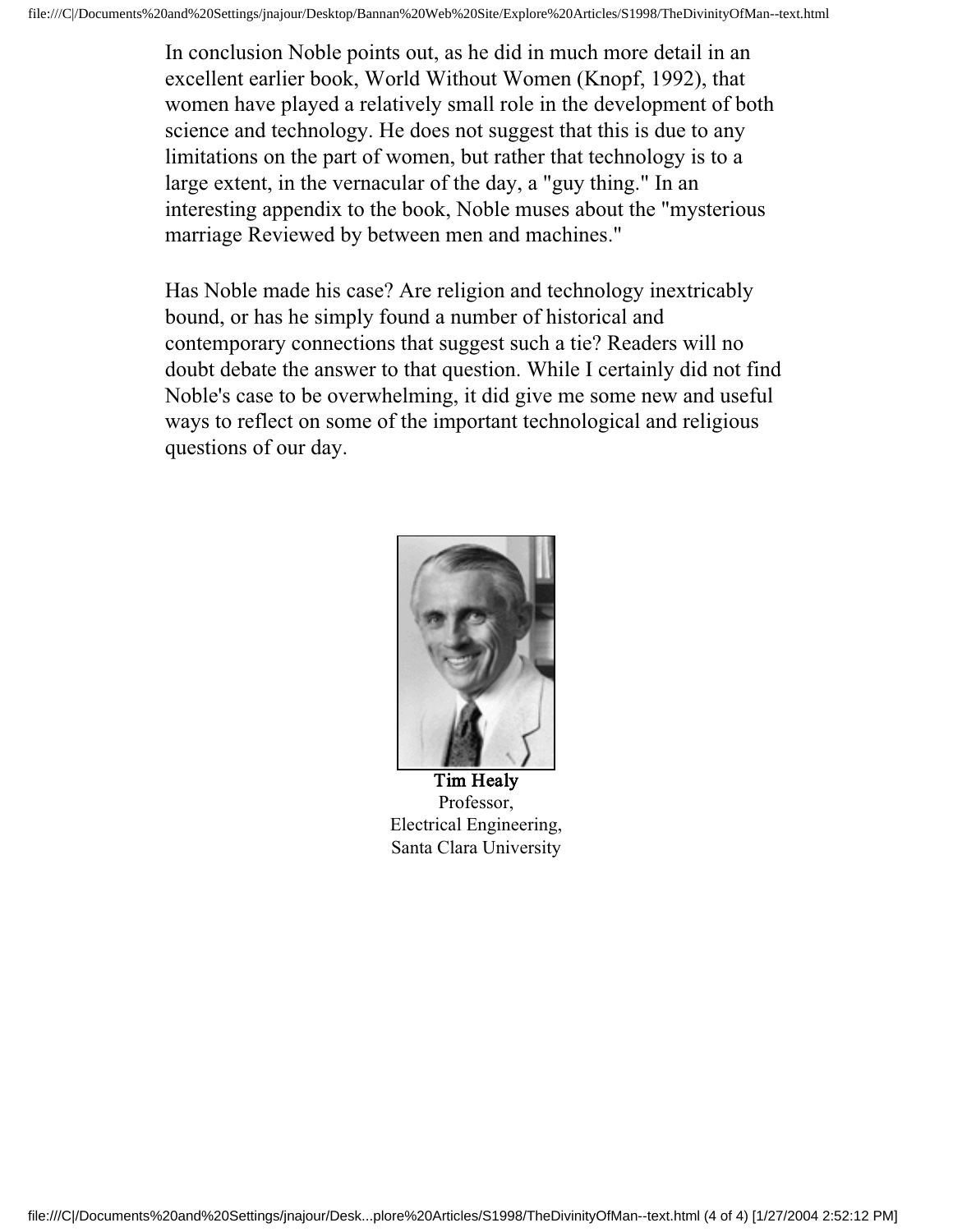In conclusion Noble points out, as he did in much more detail in an excellent earlier book, World Without Women (Knopf, 1992), that women have played a relatively small role in the development of both science and technology. He does not suggest that this is due to any limitations on the part of women, but rather that technology is to a large extent, in the vernacular of the day, a "guy thing." In an interesting appendix to the book, Noble muses about the "mysterious marriage Reviewed by between men and machines."

Has Noble made his case? Are religion and technology inextricably bound, or has he simply found a number of historical and contemporary connections that suggest such a tie? Readers will no doubt debate the answer to that question. While I certainly did not find Noble's case to be overwhelming, it did give me some new and useful ways to reflect on some of the important technological and religious questions of our day.

**Tim Healy**
Professor,
Electrical Engineering,
Santa Clara University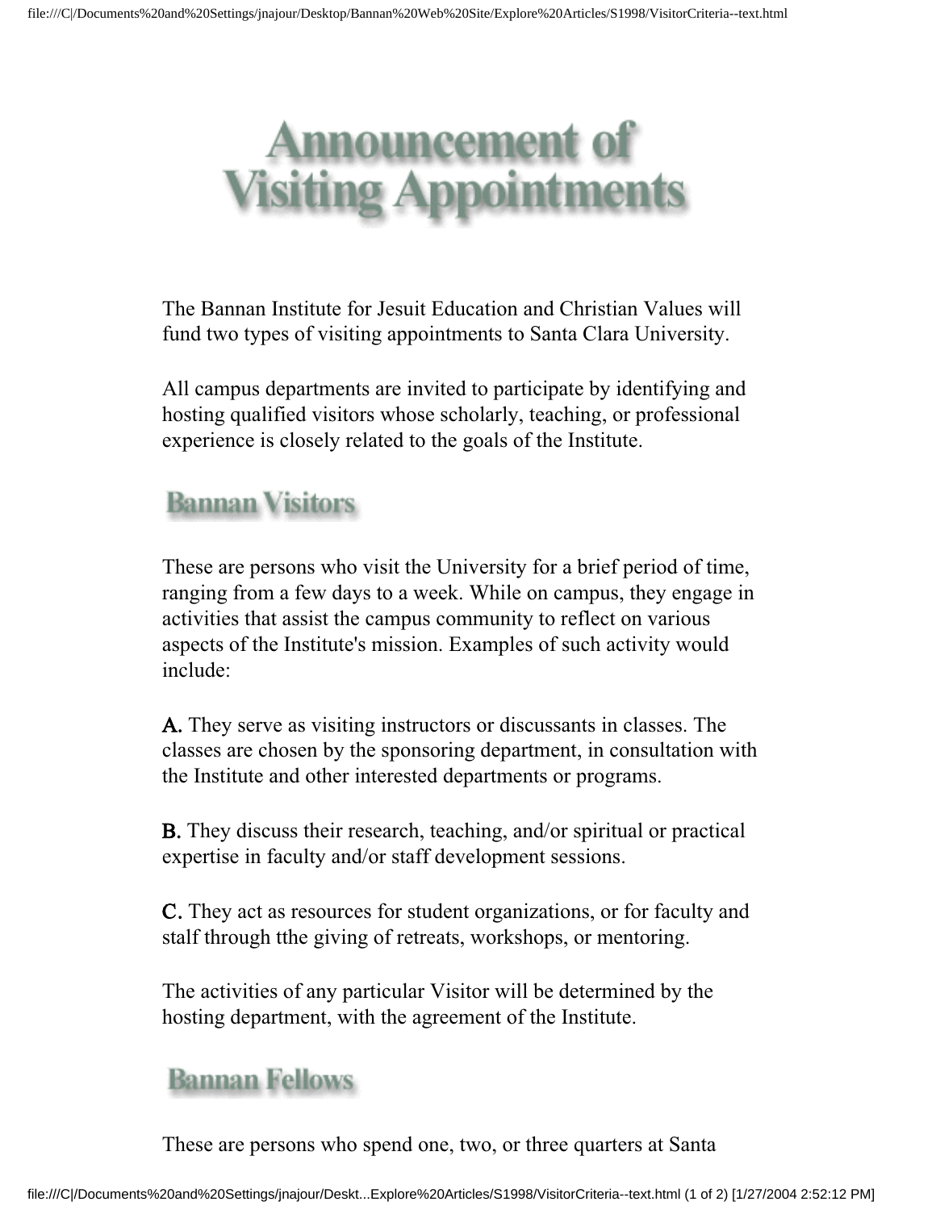# Announcement of Visiting Appointments

The Bannan Institute for Jesuit Education and Christian Values will fund two types of visiting appointments to Santa Clara University.

All campus departments are invited to participate by identifying and hosting qualified visitors whose scholarly, teaching, or professional experience is closely related to the goals of the Institute.

## Bannan Visitors

These are persons who visit the University for a brief period of time, ranging from a few days to a week. While on campus, they engage in activities that assist the campus community to reflect on various aspects of the Institute's mission. Examples of such activity would include:

**A.** They serve as visiting instructors or discussants in classes. The classes are chosen by the sponsoring department, in consultation with the Institute and other interested departments or programs.

**B.** They discuss their research, teaching, and/or spiritual or practical expertise in faculty and/or staff development sessions.

**C.** They act as resources for student organizations, or for faculty and stalf through tthe giving of retreats, workshops, or mentoring.

The activities of any particular Visitor will be determined by the hosting department, with the agreement of the Institute.

## Bannan Fellows

These are persons who spend one, two, or three quarters at Santa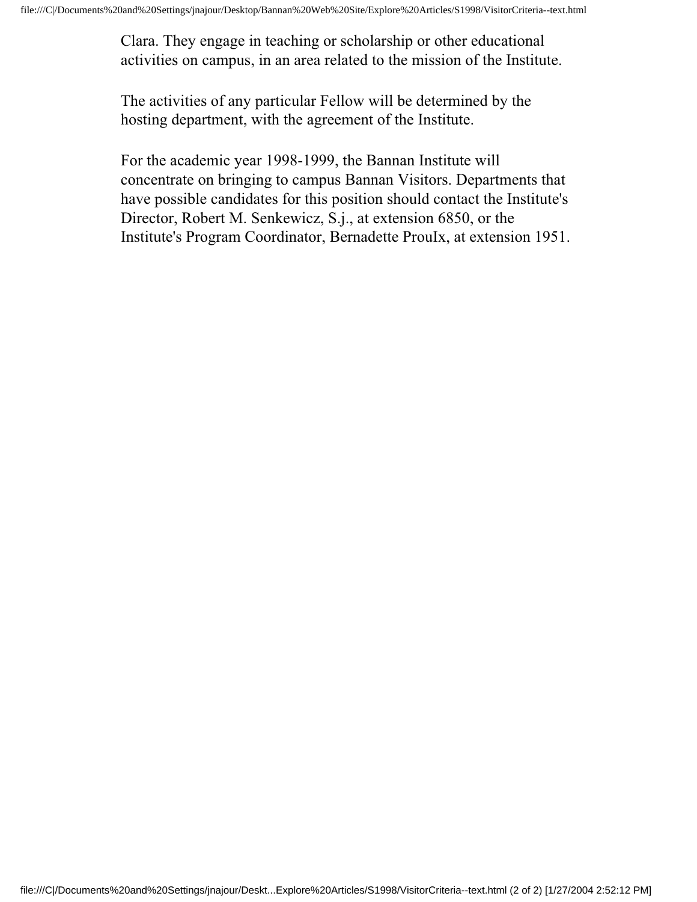Clara. They engage in teaching or scholarship or other educational activities on campus, in an area related to the mission of the Institute.

The activities of any particular Fellow will be determined by the hosting department, with the agreement of the Institute.

For the academic year 1998-1999, the Bannan Institute will concentrate on bringing to campus Bannan Visitors. Departments that have possible candidates for this position should contact the Institute's Director, Robert M. Senkewicz, S.j., at extension 6850, or the Institute's Program Coordinator, Bernadette ProuIx, at extension 1951.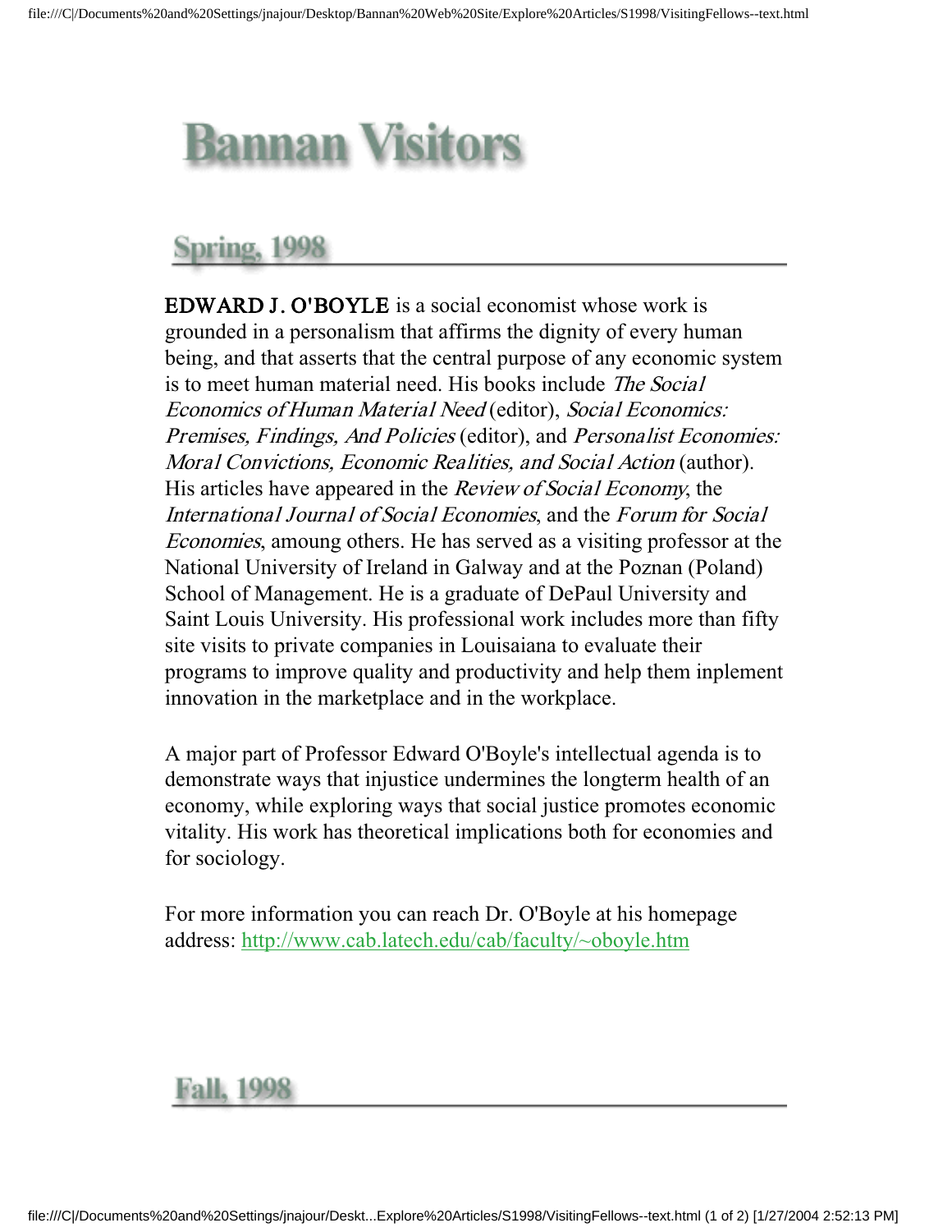# Bannan Visitors

## Spring, 1998

**EDWARD J. O'BOYLE** is a social economist whose work is grounded in a personalism that affirms the dignity of every human being, and that asserts that the central purpose of any economic system is to meet human material need. His books include *The Social Economics of Human Material Need* (editor), *Social Economics: Premises, Findings, And Policies* (editor), and *Personalist Economies: Moral Convictions, Economic Realities, and Social Action* (author). His articles have appeared in the *Review of Social Economy*, the *International Journal of Social Economies*, and the *Forum for Social Economies*, amoung others. He has served as a visiting professor at the National University of Ireland in Galway and at the Poznan (Poland) School of Management. He is a graduate of DePaul University and Saint Louis University. His professional work includes more than fifty site visits to private companies in Louisaiana to evaluate their programs to improve quality and productivity and help them inplement innovation in the marketplace and in the workplace.

A major part of Professor Edward O'Boyle's intellectual agenda is to demonstrate ways that injustice undermines the longterm health of an economy, while exploring ways that social justice promotes economic vitality. His work has theoretical implications both for economies and for sociology.

For more information you can reach Dr. O'Boyle at his homepage address: http://www.cab.latech.edu/cab/faculty/~oboyle.htm

## Fall, 1998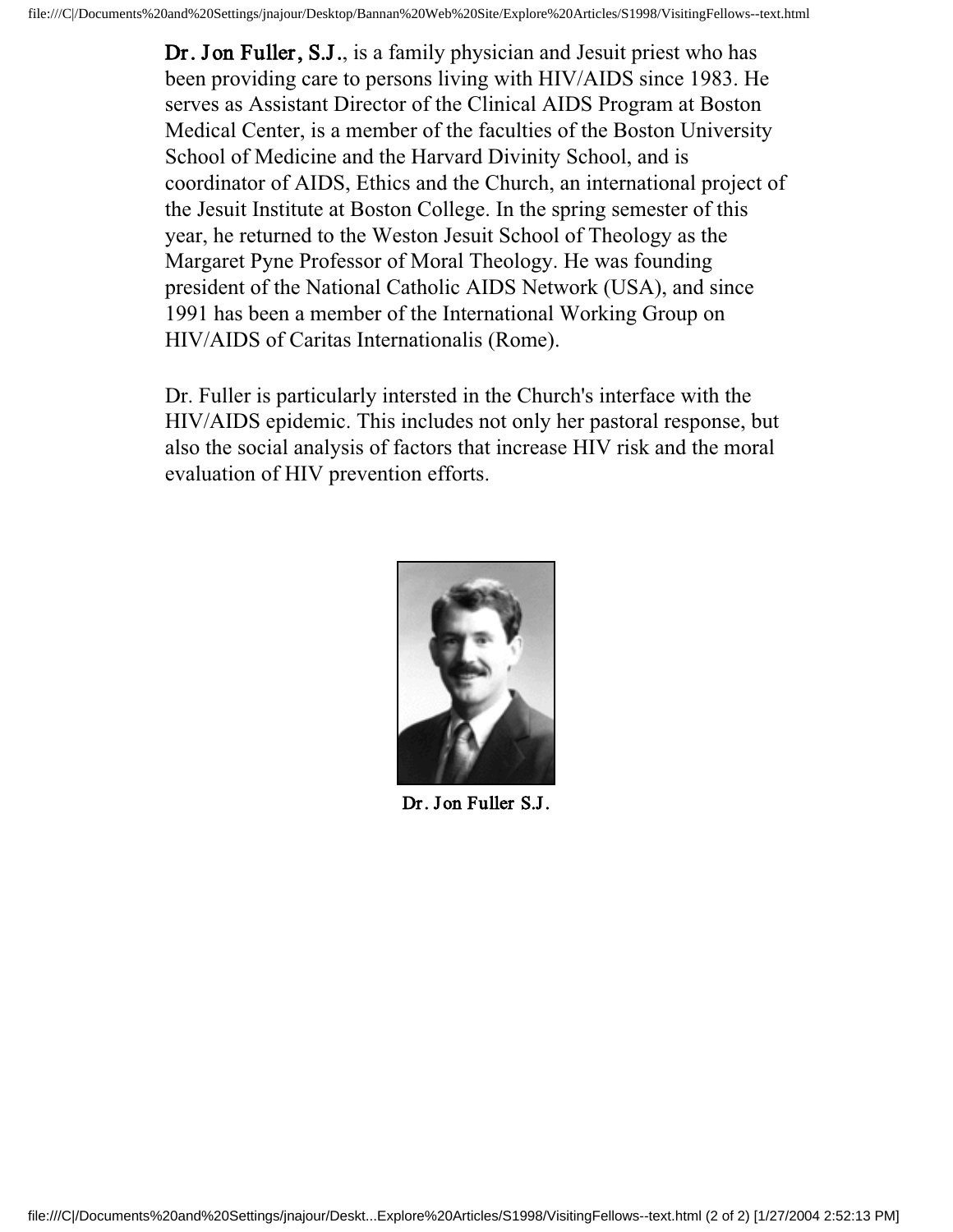**Dr. Jon Fuller, S.J.**, is a family physician and Jesuit priest who has been providing care to persons living with HIV/AIDS since 1983. He serves as Assistant Director of the Clinical AIDS Program at Boston Medical Center, is a member of the faculties of the Boston University School of Medicine and the Harvard Divinity School, and is coordinator of AIDS, Ethics and the Church, an international project of the Jesuit Institute at Boston College. In the spring semester of this year, he returned to the Weston Jesuit School of Theology as the Margaret Pyne Professor of Moral Theology. He was founding president of the National Catholic AIDS Network (USA), and since 1991 has been a member of the International Working Group on HIV/AIDS of Caritas Internationalis (Rome).

Dr. Fuller is particularly intersted in the Church's interface with the HIV/AIDS epidemic. This includes not only her pastoral response, but also the social analysis of factors that increase HIV risk and the moral evaluation of HIV prevention efforts.

Dr. Jon Fuller S.J.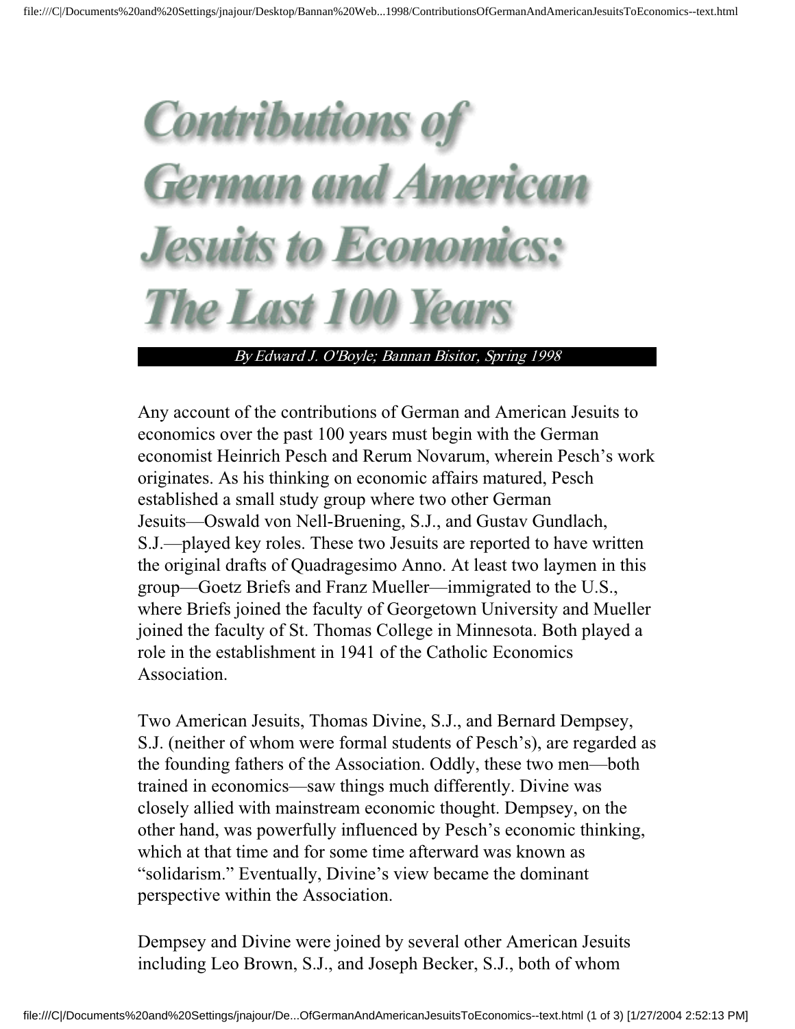# Contributions of German and American Jesuits to Economics: The Last 100 Years

*By Edward J. O'Boyle; Bannan Bisitor, Spring 1998*

Any account of the contributions of German and American Jesuits to economics over the past 100 years must begin with the German economist Heinrich Pesch and Rerum Novarum, wherein Pesch's work originates. As his thinking on economic affairs matured, Pesch established a small study group where two other German Jesuits—Oswald von Nell-Bruening, S.J., and Gustav Gundlach, S.J.—played key roles. These two Jesuits are reported to have written the original drafts of Quadragesimo Anno. At least two laymen in this group—Goetz Briefs and Franz Mueller—immigrated to the U.S., where Briefs joined the faculty of Georgetown University and Mueller joined the faculty of St. Thomas College in Minnesota. Both played a role in the establishment in 1941 of the Catholic Economics Association.

Two American Jesuits, Thomas Divine, S.J., and Bernard Dempsey, S.J. (neither of whom were formal students of Pesch's), are regarded as the founding fathers of the Association. Oddly, these two men—both trained in economics—saw things much differently. Divine was closely allied with mainstream economic thought. Dempsey, on the other hand, was powerfully influenced by Pesch's economic thinking, which at that time and for some time afterward was known as "solidarism." Eventually, Divine's view became the dominant perspective within the Association.

Dempsey and Divine were joined by several other American Jesuits including Leo Brown, S.J., and Joseph Becker, S.J., both of whom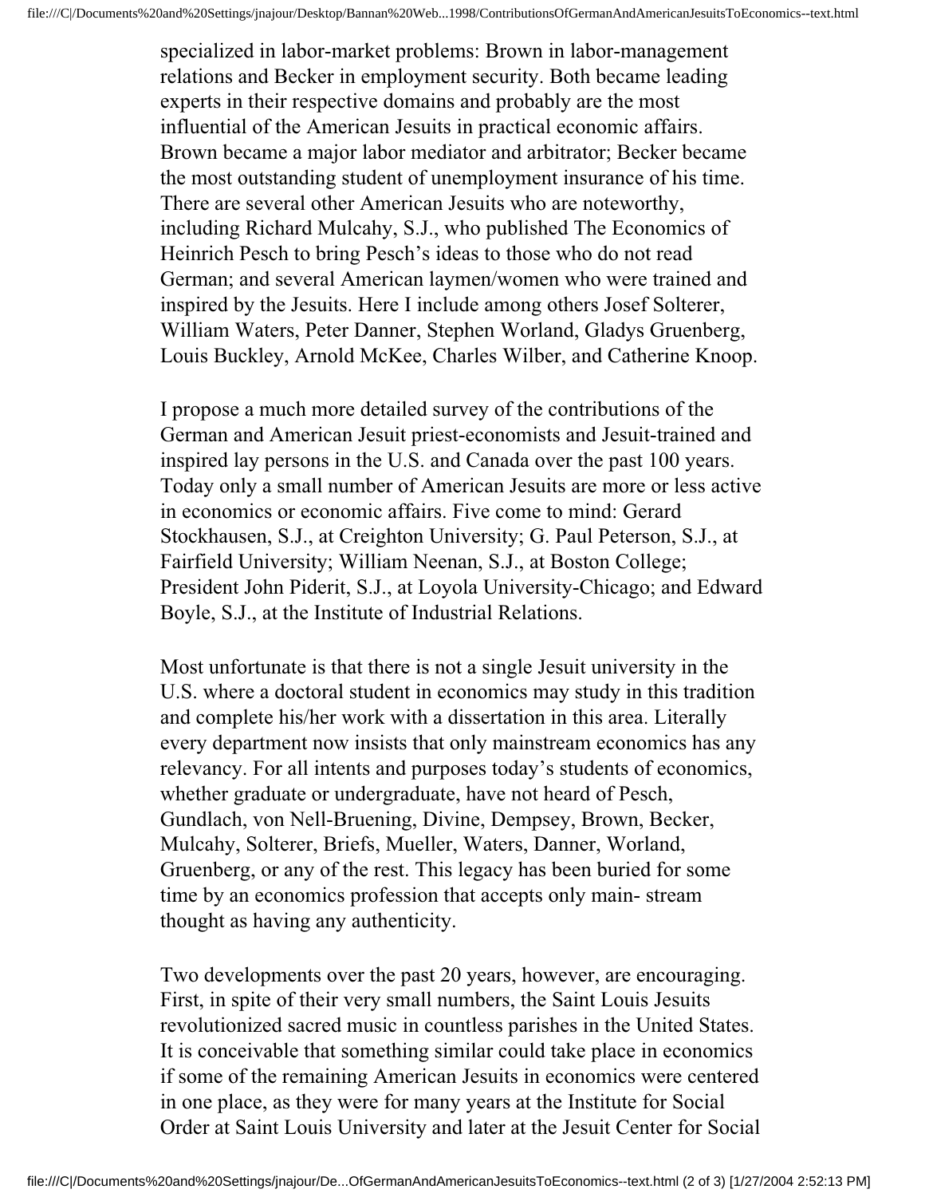specialized in labor-market problems: Brown in labor-management relations and Becker in employment security. Both became leading experts in their respective domains and probably are the most influential of the American Jesuits in practical economic affairs. Brown became a major labor mediator and arbitrator; Becker became the most outstanding student of unemployment insurance of his time. There are several other American Jesuits who are noteworthy, including Richard Mulcahy, S.J., who published The Economics of Heinrich Pesch to bring Pesch's ideas to those who do not read German; and several American laymen/women who were trained and inspired by the Jesuits. Here I include among others Josef Solterer, William Waters, Peter Danner, Stephen Worland, Gladys Gruenberg, Louis Buckley, Arnold McKee, Charles Wilber, and Catherine Knoop.

I propose a much more detailed survey of the contributions of the German and American Jesuit priest-economists and Jesuit-trained and inspired lay persons in the U.S. and Canada over the past 100 years. Today only a small number of American Jesuits are more or less active in economics or economic affairs. Five come to mind: Gerard Stockhausen, S.J., at Creighton University; G. Paul Peterson, S.J., at Fairfield University; William Neenan, S.J., at Boston College; President John Piderit, S.J., at Loyola University-Chicago; and Edward Boyle, S.J., at the Institute of Industrial Relations.

Most unfortunate is that there is not a single Jesuit university in the U.S. where a doctoral student in economics may study in this tradition and complete his/her work with a dissertation in this area. Literally every department now insists that only mainstream economics has any relevancy. For all intents and purposes today's students of economics, whether graduate or undergraduate, have not heard of Pesch, Gundlach, von Nell-Bruening, Divine, Dempsey, Brown, Becker, Mulcahy, Solterer, Briefs, Mueller, Waters, Danner, Worland, Gruenberg, or any of the rest. This legacy has been buried for some time by an economics profession that accepts only main- stream thought as having any authenticity.

Two developments over the past 20 years, however, are encouraging. First, in spite of their very small numbers, the Saint Louis Jesuits revolutionized sacred music in countless parishes in the United States. It is conceivable that something similar could take place in economics if some of the remaining American Jesuits in economics were centered in one place, as they were for many years at the Institute for Social Order at Saint Louis University and later at the Jesuit Center for Social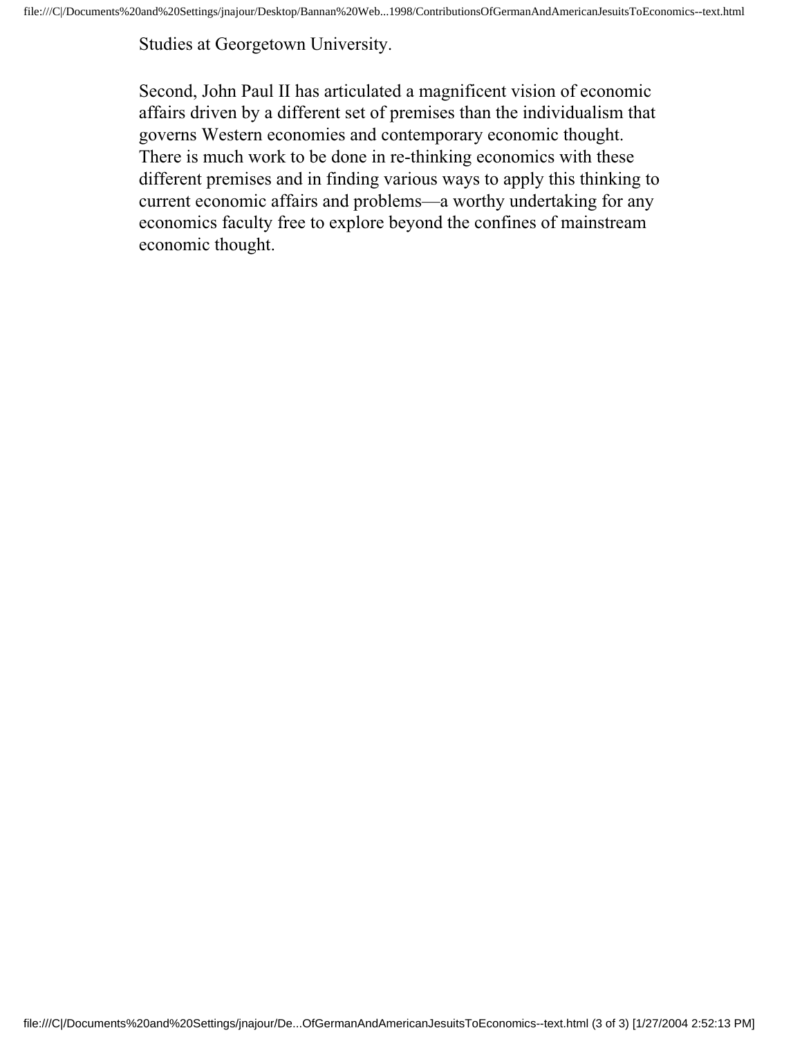Studies at Georgetown University.

Second, John Paul II has articulated a magnificent vision of economic affairs driven by a different set of premises than the individualism that governs Western economies and contemporary economic thought. There is much work to be done in re-thinking economics with these different premises and in finding various ways to apply this thinking to current economic affairs and problems—a worthy undertaking for any economics faculty free to explore beyond the confines of mainstream economic thought.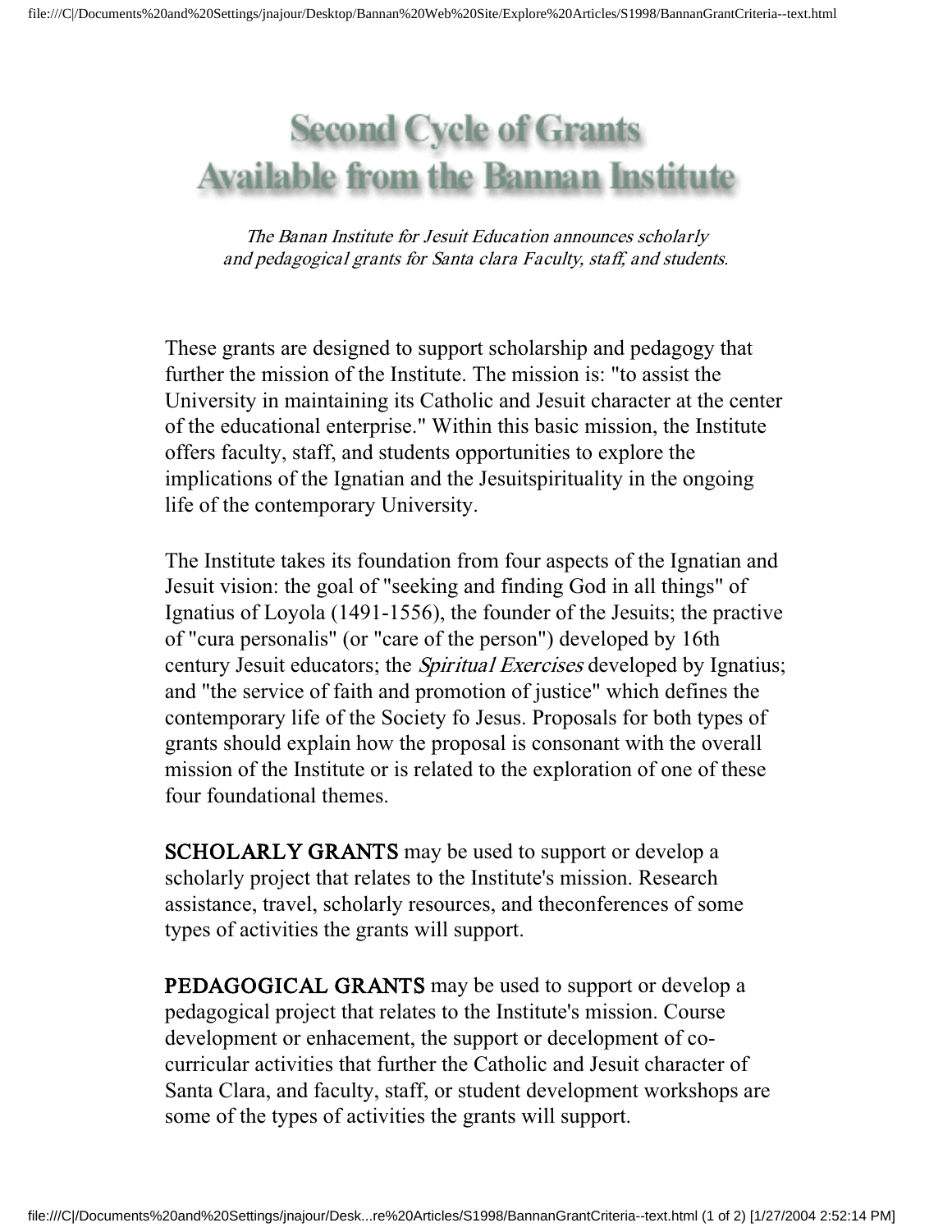# Second Cycle of Grants Available from the Bannan Institute

*The Banan Institute for Jesuit Education announces scholarly and pedagogical grants for Santa clara Faculty, staff, and students.*

These grants are designed to support scholarship and pedagogy that further the mission of the Institute. The mission is: "to assist the University in maintaining its Catholic and Jesuit character at the center of the educational enterprise." Within this basic mission, the Institute offers faculty, staff, and students opportunities to explore the implications of the Ignatian and the Jesuitspirituality in the ongoing life of the contemporary University.

The Institute takes its foundation from four aspects of the Ignatian and Jesuit vision: the goal of "seeking and finding God in all things" of Ignatius of Loyola (1491-1556), the founder of the Jesuits; the practive of "cura personalis" (or "care of the person") developed by 16th century Jesuit educators; the *Spiritual Exercises* developed by Ignatius; and "the service of faith and promotion of justice" which defines the contemporary life of the Society fo Jesus. Proposals for both types of grants should explain how the proposal is consonant with the overall mission of the Institute or is related to the exploration of one of these four foundational themes.

**SCHOLARLY GRANTS** may be used to support or develop a scholarly project that relates to the Institute's mission. Research assistance, travel, scholarly resources, and theconferences of some types of activities the grants will support.

**PEDAGOGICAL GRANTS** may be used to support or develop a pedagogical project that relates to the Institute's mission. Course development or enhacement, the support or decelopment of co-curricular activities that further the Catholic and Jesuit character of Santa Clara, and faculty, staff, or student development workshops are some of the types of activities the grants will support.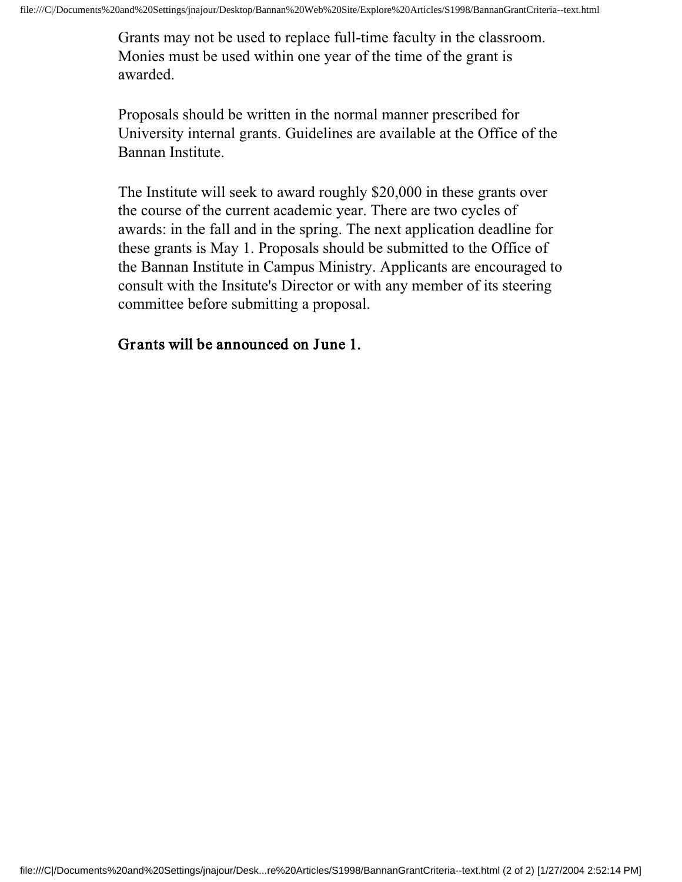Grants may not be used to replace full-time faculty in the classroom. Monies must be used within one year of the time of the grant is awarded.

Proposals should be written in the normal manner prescribed for University internal grants. Guidelines are available at the Office of the Bannan Institute.

The Institute will seek to award roughly $20,000 in these grants over the course of the current academic year. There are two cycles of awards: in the fall and in the spring. The next application deadline for these grants is May 1. Proposals should be submitted to the Office of the Bannan Institute in Campus Ministry. Applicants are encouraged to consult with the Insitute's Director or with any member of its steering committee before submitting a proposal.

**Grants will be announced on June 1.**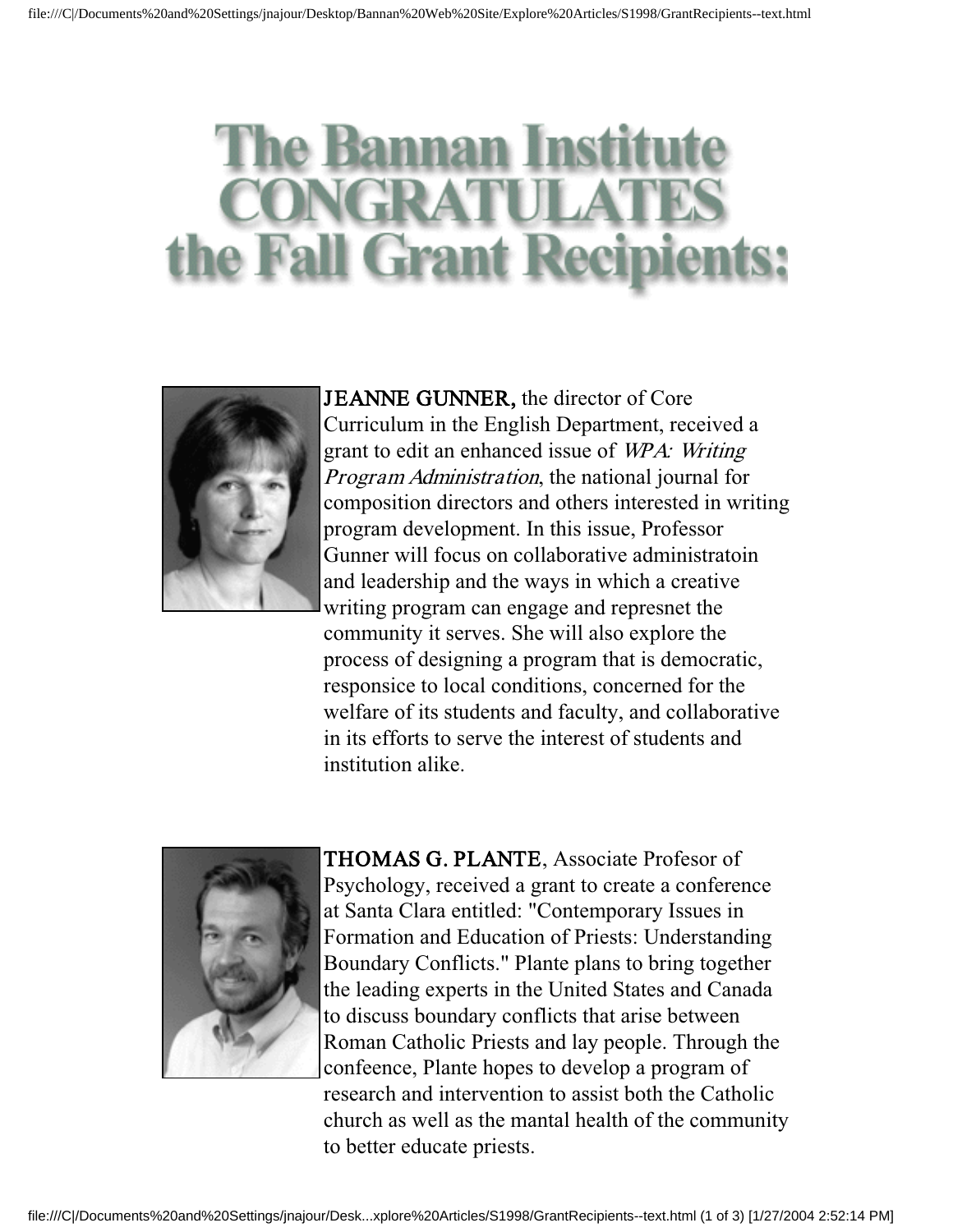# The Bannan Institute CONGRATULATES the Fall Grant Recipients:

**JEANNE GUNNER,** the director of Core Curriculum in the English Department, received a grant to edit an enhanced issue of *WPA: Writing Program Administration*, the national journal for composition directors and others interested in writing program development. In this issue, Professor Gunner will focus on collaborative administratoin and leadership and the ways in which a creative writing program can engage and represnet the community it serves. She will also explore the process of designing a program that is democratic, responsice to local conditions, concerned for the welfare of its students and faculty, and collaborative in its efforts to serve the interest of students and institution alike.

**THOMAS G. PLANTE**, Associate Profesor of Psychology, received a grant to create a conference at Santa Clara entitled: "Contemporary Issues in Formation and Education of Priests: Understanding Boundary Conflicts." Plante plans to bring together the leading experts in the United States and Canada to discuss boundary conflicts that arise between Roman Catholic Priests and lay people. Through the confeence, Plante hopes to develop a program of research and intervention to assist both the Catholic church as well as the mantal health of the community to better educate priests.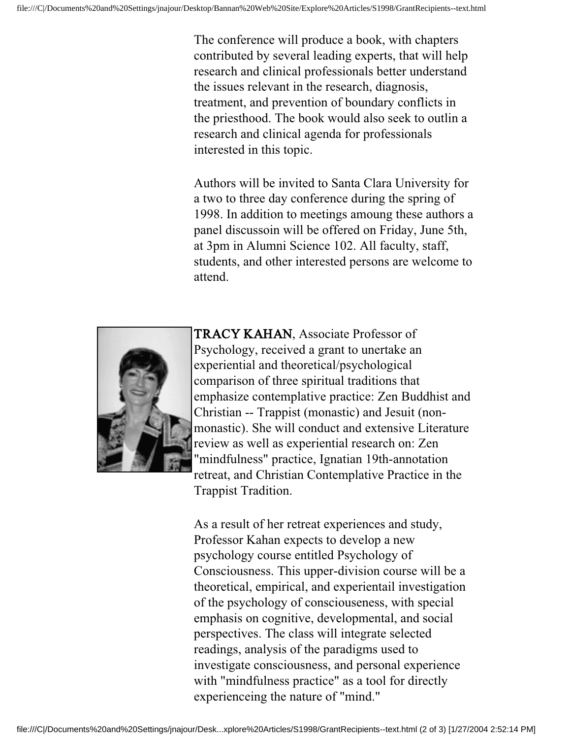The conference will produce a book, with chapters contributed by several leading experts, that will help research and clinical professionals better understand the issues relevant in the research, diagnosis, treatment, and prevention of boundary conflicts in the priesthood. The book would also seek to outlin a research and clinical agenda for professionals interested in this topic.

Authors will be invited to Santa Clara University for a two to three day conference during the spring of 1998. In addition to meetings amoung these authors a panel discussoin will be offered on Friday, June 5th, at 3pm in Alumni Science 102. All faculty, staff, students, and other interested persons are welcome to attend.

**TRACY KAHAN**, Associate Professor of Psychology, received a grant to unertake an experiential and theoretical/psychological comparison of three spiritual traditions that emphasize contemplative practice: Zen Buddhist and Christian -- Trappist (monastic) and Jesuit (non-monastic). She will conduct and extensive Literature review as well as experiential research on: Zen "mindfulness" practice, Ignatian 19th-annotation retreat, and Christian Contemplative Practice in the Trappist Tradition.

As a result of her retreat experiences and study, Professor Kahan expects to develop a new psychology course entitled Psychology of Consciousness. This upper-division course will be a theoretical, empirical, and experientail investigation of the psychology of consciouseness, with special emphasis on cognitive, developmental, and social perspectives. The class will integrate selected readings, analysis of the paradigms used to investigate consciousness, and personal experience with "mindfulness practice" as a tool for directly experienceing the nature of "mind."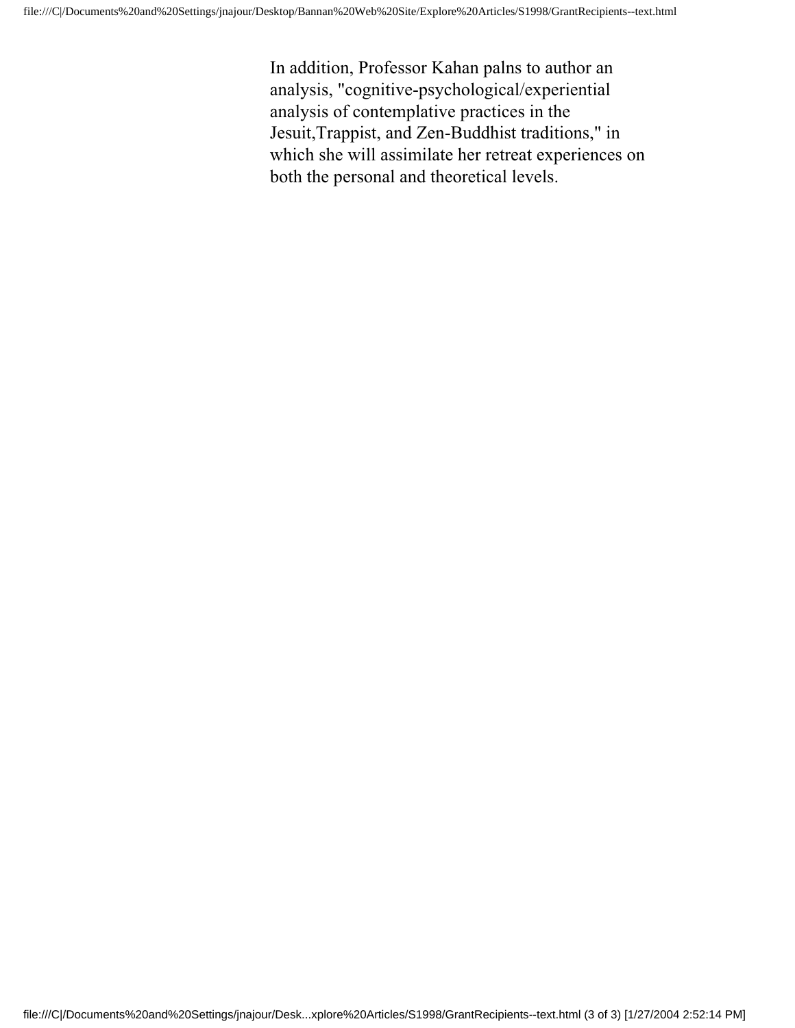In addition, Professor Kahan palns to author an analysis, "cognitive-psychological/experiential analysis of contemplative practices in the Jesuit,Trappist, and Zen-Buddhist traditions," in which she will assimilate her retreat experiences on both the personal and theoretical levels.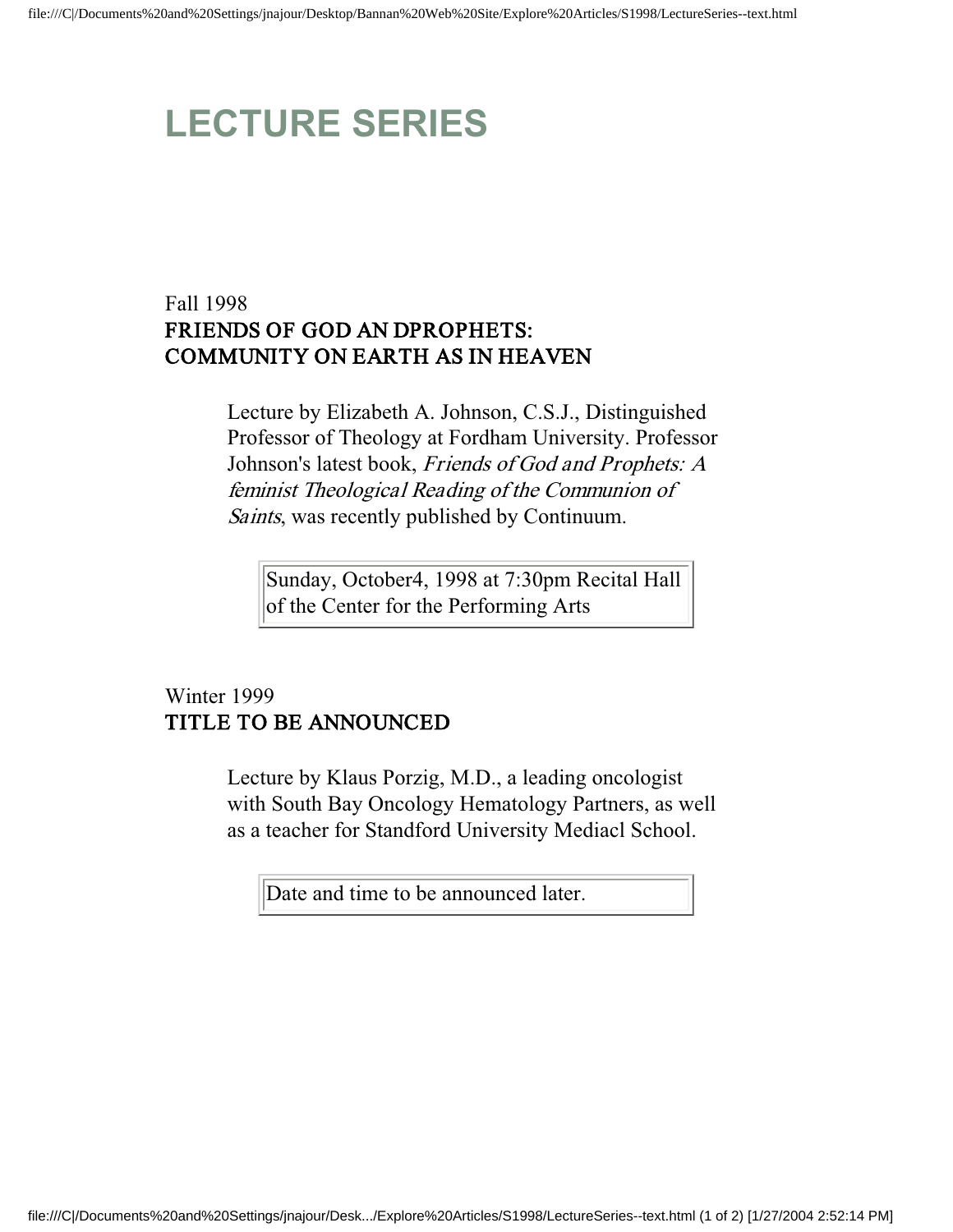# LECTURE SERIES

Fall 1998

**FRIENDS OF GOD AN DPROPHETS:**
**COMMUNITY ON EARTH AS IN HEAVEN**

Lecture by Elizabeth A. Johnson, C.S.J., Distinguished Professor of Theology at Fordham University. Professor Johnson's latest book, *Friends of God and Prophets: A feminist Theological Reading of the Communion of Saints*, was recently published by Continuum.

| Sunday, October4, 1998 at 7:30pm Recital Hall of the Center for the Performing Arts |
|---|

Winter 1999

**TITLE TO BE ANNOUNCED**

Lecture by Klaus Porzig, M.D., a leading oncologist with South Bay Oncology Hematology Partners, as well as a teacher for Standford University Mediacl School.

| Date and time to be announced later. |
|---|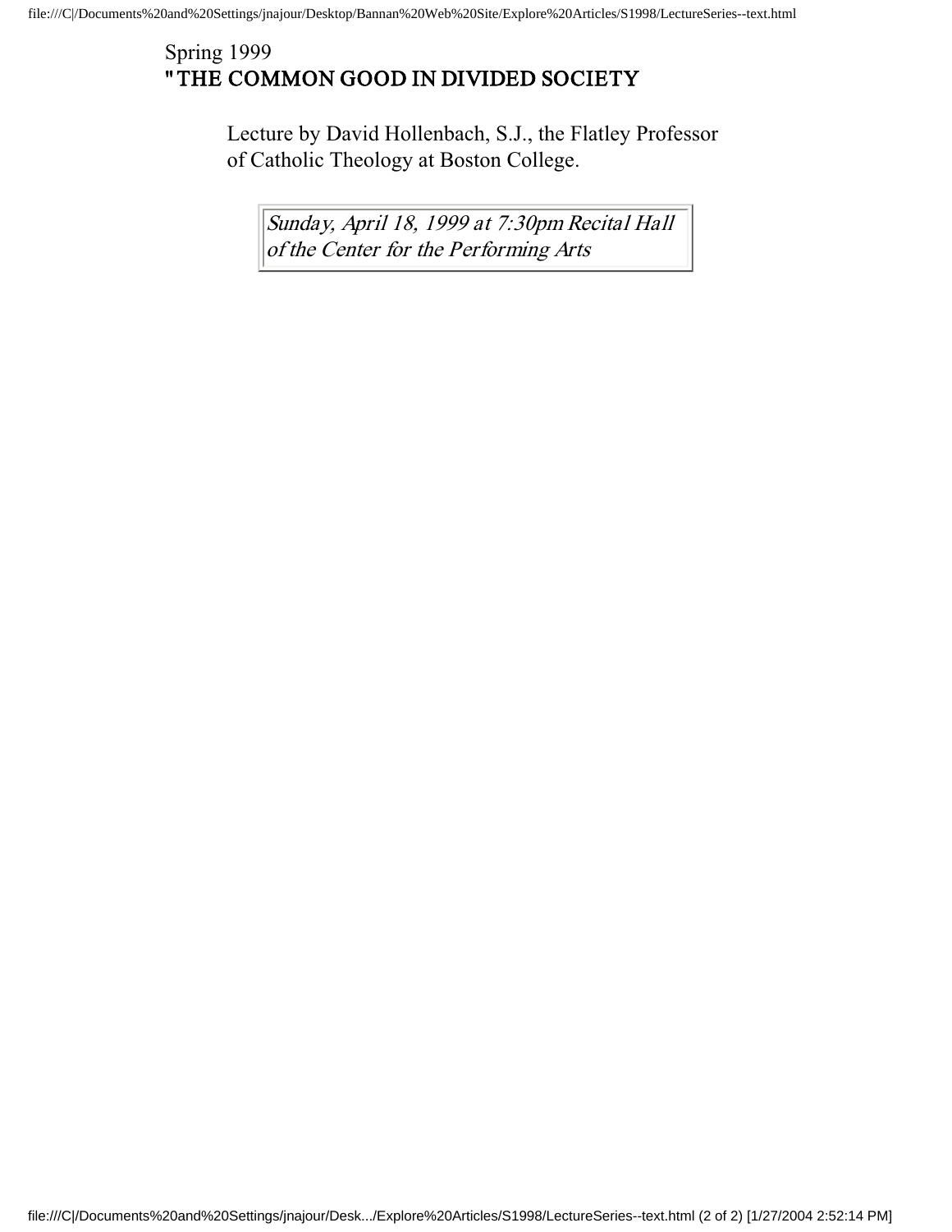Spring 1999

## "THE COMMON GOOD IN DIVIDED SOCIETY

Lecture by David Hollenbach, S.J., the Flatley Professor of Catholic Theology at Boston College.

*Sunday, April 18, 1999 at 7:30pm Recital Hall of the Center for the Performing Arts*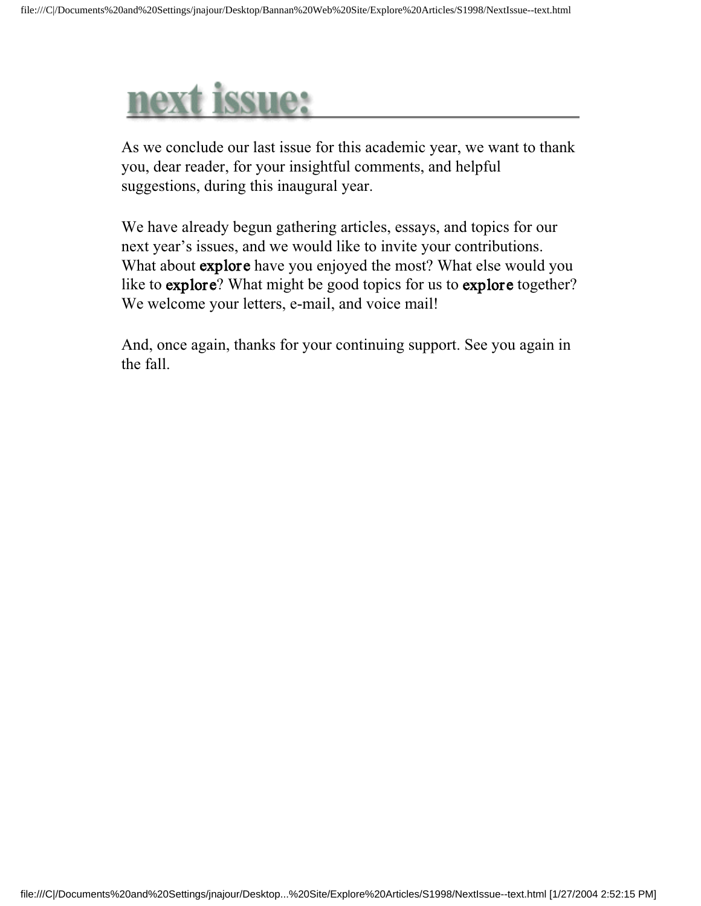# next issue:

As we conclude our last issue for this academic year, we want to thank you, dear reader, for your insightful comments, and helpful suggestions, during this inaugural year.

We have already begun gathering articles, essays, and topics for our next year's issues, and we would like to invite your contributions. What about **explore** have you enjoyed the most? What else would you like to **explore**? What might be good topics for us to **explore** together? We welcome your letters, e-mail, and voice mail!

And, once again, thanks for your continuing support. See you again in the fall.